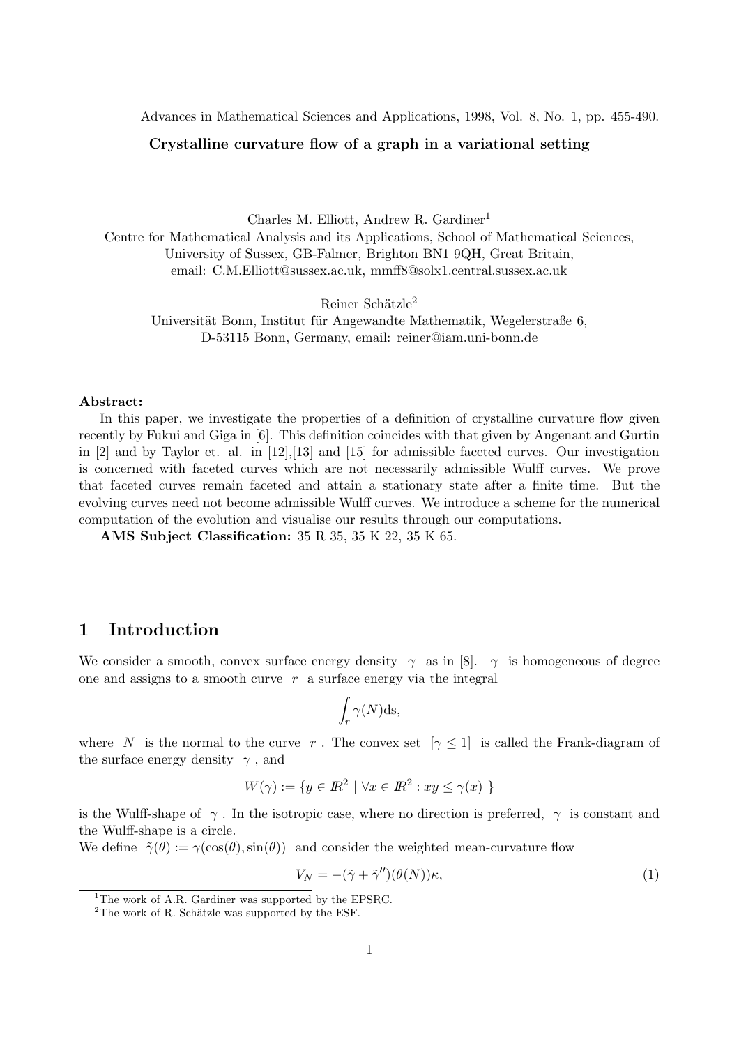Advances in Mathematical Sciences and Applications, 1998, Vol. 8, No. 1, pp. 455-490.

**Crystalline curvature flow of a graph in a variational setting**

Charles M. Elliott, Andrew R. Gardiner[1]
Centre for Mathematical Analysis and its Applications, School of Mathematical Sciences,
University of Sussex, GB-Falmer, Brighton BN1 9QH, Great Britain,
email: C.M.Elliott@sussex.ac.uk, mmff8@solx1.central.sussex.ac.uk

Reiner Schätzle[2]
Universität Bonn, Institut für Angewandte Mathematik, Wegelerstraße 6,
D-53115 Bonn, Germany, email: reiner@iam.uni-bonn.de

**Abstract:**

In this paper, we investigate the properties of a definition of crystalline curvature flow given recently by Fukui and Giga in [6]. This definition coincides with that given by Angenant and Gurtin in [2] and by Taylor et. al. in [12],[13] and [15] for admissible faceted curves. Our investigation is concerned with faceted curves which are not necessarily admissible Wulff curves. We prove that faceted curves remain faceted and attain a stationary state after a finite time. But the evolving curves need not become admissible Wulff curves. We introduce a scheme for the numerical computation of the evolution and visualise our results through our computations.

**AMS Subject Classification:** 35 R 35, 35 K 22, 35 K 65.

## 1 Introduction

We consider a smooth, convex surface energy density $\gamma$ as in [8]. $\gamma$ is homogeneous of degree one and assigns to a smooth curve $r$ a surface energy via the integral

$$\int_r \gamma(N) \mathrm{d}s,$$

where $N$ is the normal to the curve $r$. The convex set $[\gamma \leq 1]$ is called the Frank-diagram of the surface energy density $\gamma$, and

$$W(\gamma) := \{ y \in \mathbb{R}^2 \mid \forall x \in \mathbb{R}^2 : xy \leq \gamma(x) \}$$

is the Wulff-shape of $\gamma$. In the isotropic case, where no direction is preferred, $\gamma$ is constant and the Wulff-shape is a circle.

We define $\tilde{\gamma}(\theta) := \gamma(\cos(\theta), \sin(\theta))$ and consider the weighted mean-curvature flow

$$V_N = -(\tilde{\gamma} + \tilde{\gamma}'')(\theta(N))\kappa, \tag{1}$$

[1] The work of A.R. Gardiner was supported by the EPSRC.

[2] The work of R. Schätzle was supported by the ESF.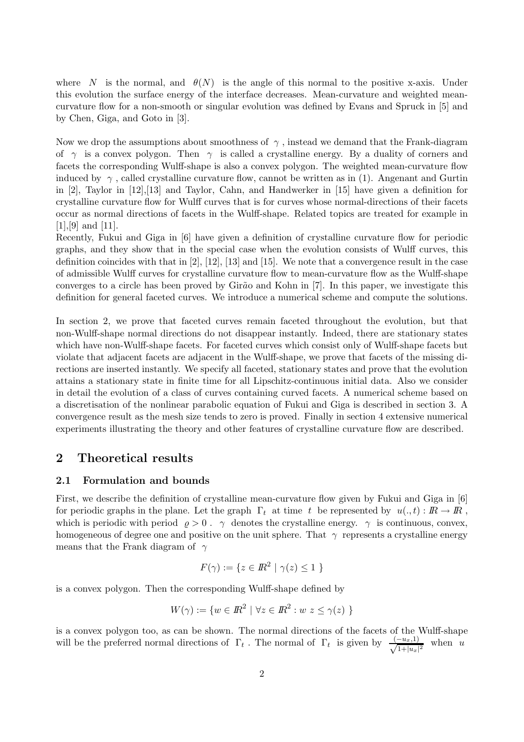where $N$ is the normal, and $\theta(N)$ is the angle of this normal to the positive x-axis. Under this evolution the surface energy of the interface decreases. Mean-curvature and weighted mean-curvature flow for a non-smooth or singular evolution was defined by Evans and Spruck in [5] and by Chen, Giga, and Goto in [3].

Now we drop the assumptions about smoothness of $\gamma$, instead we demand that the Frank-diagram of $\gamma$ is a convex polygon. Then $\gamma$ is called a crystalline energy. By a duality of corners and facets the corresponding Wulff-shape is also a convex polygon. The weighted mean-curvature flow induced by $\gamma$, called crystalline curvature flow, cannot be written as in (1). Angenant and Gurtin in [2], Taylor in [12],[13] and Taylor, Cahn, and Handwerker in [15] have given a definition for crystalline curvature flow for Wulff curves that is for curves whose normal-directions of their facets occur as normal directions of facets in the Wulff-shape. Related topics are treated for example in [1],[9] and [11].
Recently, Fukui and Giga in [6] have given a definition of crystalline curvature flow for periodic graphs, and they show that in the special case when the evolution consists of Wulff curves, this definition coincides with that in [2], [12], [13] and [15]. We note that a convergence result in the case of admissible Wulff curves for crystalline curvature flow to mean-curvature flow as the Wulff-shape converges to a circle has been proved by Girão and Kohn in [7]. In this paper, we investigate this definition for general faceted curves. We introduce a numerical scheme and compute the solutions.

In section 2, we prove that faceted curves remain faceted throughout the evolution, but that non-Wulff-shape normal directions do not disappear instantly. Indeed, there are stationary states which have non-Wulff-shape facets. For faceted curves which consist only of Wulff-shape facets but violate that adjacent facets are adjacent in the Wulff-shape, we prove that facets of the missing directions are inserted instantly. We specify all faceted, stationary states and prove that the evolution attains a stationary state in finite time for all Lipschitz-continuous initial data. Also we consider in detail the evolution of a class of curves containing curved facets. A numerical scheme based on a discretisation of the nonlinear parabolic equation of Fukui and Giga is described in section 3. A convergence result as the mesh size tends to zero is proved. Finally in section 4 extensive numerical experiments illustrating the theory and other features of crystalline curvature flow are described.

## 2 Theoretical results

### 2.1 Formulation and bounds

First, we describe the definition of crystalline mean-curvature flow given by Fukui and Giga in [6] for periodic graphs in the plane. Let the graph $\Gamma_t$ at time $t$ be represented by $u(.,t) : I\!R \to I\!R$, which is periodic with period $\varrho > 0$. $\gamma$ denotes the crystalline energy. $\gamma$ is continuous, convex, homogeneous of degree one and positive on the unit sphere. That $\gamma$ represents a crystalline energy means that the Frank diagram of $\gamma$

$$F(\gamma) := \{ z \in I\!R^2 \mid \gamma(z) \leq 1 \}$$

is a convex polygon. Then the corresponding Wulff-shape defined by

$$W(\gamma) := \{ w \in I\!R^2 \mid \forall z \in I\!R^2 : w\ z \leq \gamma(z) \}$$

is a convex polygon too, as can be shown. The normal directions of the facets of the Wulff-shape will be the preferred normal directions of $\Gamma_t$. The normal of $\Gamma_t$ is given by $\frac{(-u_x, 1)}{\sqrt{1+|u_x|^2}}$ when $u$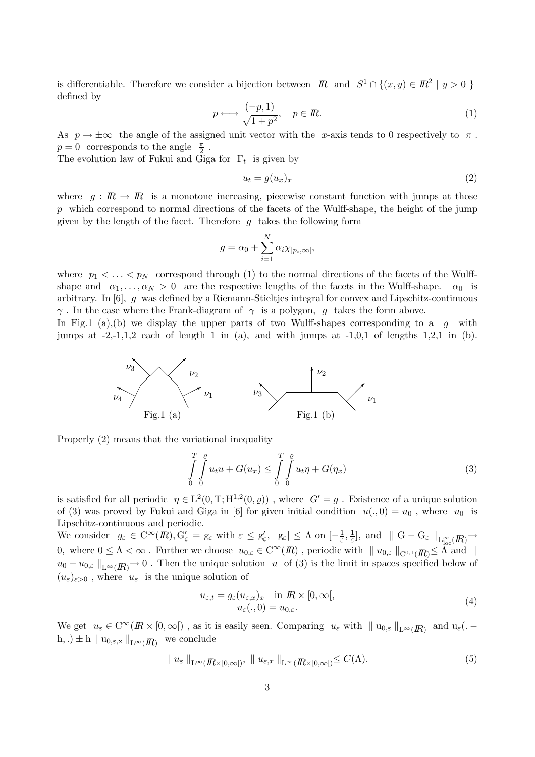is differentiable. Therefore we consider a bijection between $I\!R$ and $S^1 \cap \{(x,y) \in I\!R^2 \mid y > 0\}$ defined by

$$p \longleftrightarrow \frac{(-p,1)}{\sqrt{1+p^2}}, \quad p \in I\!R. \tag{1}$$

As $p \to \pm\infty$ the angle of the assigned unit vector with the $x$-axis tends to 0 respectively to $\pi$. $p = 0$ corresponds to the angle $\frac{\pi}{2}$.

The evolution law of Fukui and Giga for $\Gamma_t$ is given by

$$u_t = g(u_x)_x \tag{2}$$

where $g : I\!R \to I\!R$ is a monotone increasing, piecewise constant function with jumps at those $p$ which correspond to normal directions of the facets of the Wulff-shape, the height of the jump given by the length of the facet. Therefore $g$ takes the following form

$$g = \alpha_0 + \sum_{i=1}^{N} \alpha_i \chi_{]p_i,\infty[},$$

where $p_1 < \ldots < p_N$ correspond through (1) to the normal directions of the facets of the Wulff-shape and $\alpha_1, \ldots, \alpha_N > 0$ are the respective lengths of the facets in the Wulff-shape. $\alpha_0$ is arbitrary. In [6], $g$ was defined by a Riemann-Stieltjes integral for convex and Lipschitz-continuous $\gamma$. In the case where the Frank-diagram of $\gamma$ is a polygon, $g$ takes the form above.

In Fig.1 (a),(b) we display the upper parts of two Wulff-shapes corresponding to a $g$ with jumps at -2,-1,1,2 each of length 1 in (a), and with jumps at -1,0,1 of lengths 1,2,1 in (b).

Fig.1 (a) Fig.1 (b)

Properly (2) means that the variational inequality

$$\int_0^T \int_0^\varrho u_t u + G(u_x) \leq \int_0^T \int_0^\varrho u_t \eta + G(\eta_x) \tag{3}$$

is satisfied for all periodic $\eta \in L^2(0,T;H^{1,2}(0,\varrho))$, where $G' = g$. Existence of a unique solution of (3) was proved by Fukui and Giga in [6] for given initial condition $u(.,0) = u_0$, where $u_0$ is Lipschitz-continuous and periodic.

We consider $g_\varepsilon \in C^\infty(I\!R), G_\varepsilon' = g_\varepsilon$ with $\varepsilon \leq g_\varepsilon'$, $|g_\varepsilon| \leq \Lambda$ on $[-\frac{1}{\varepsilon}, \frac{1}{\varepsilon}]$, and $\| G - G_\varepsilon \|_{L^\infty_{loc}(I\!R)} \to 0$, where $0 \leq \Lambda < \infty$. Further we choose $u_{0,\varepsilon} \in C^\infty(I\!R)$, periodic with $\| u_{0,\varepsilon} \|_{C^{0,1}(I\!R)} \leq \Lambda$ and $\| u_0 - u_{0,\varepsilon} \|_{L^\infty(I\!R)} \to 0$. Then the unique solution $u$ of (3) is the limit in spaces specified below of $(u_\varepsilon)_{\varepsilon > 0}$, where $u_\varepsilon$ is the unique solution of

$$\begin{aligned} u_{\varepsilon,t} &= g_\varepsilon(u_{\varepsilon,x})_x \quad \text{in } I\!R \times [0,\infty[, \\ u_\varepsilon(.,0) &= u_{0,\varepsilon}. \end{aligned} \tag{4}$$

We get $u_\varepsilon \in C^\infty(I\!R \times [0,\infty[)$, as it is easily seen. Comparing $u_\varepsilon$ with $\| u_{0,\varepsilon} \|_{L^\infty(I\!R)}$ and $u_\varepsilon(.-h,.) \pm h \| u_{0,\varepsilon,x} \|_{L^\infty(I\!R)}$ we conclude

$$\| u_\varepsilon \|_{L^\infty(I\!R \times [0,\infty[)}, \ \| u_{\varepsilon,x} \|_{L^\infty(I\!R \times [0,\infty[)} \leq C(\Lambda). \tag{5}$$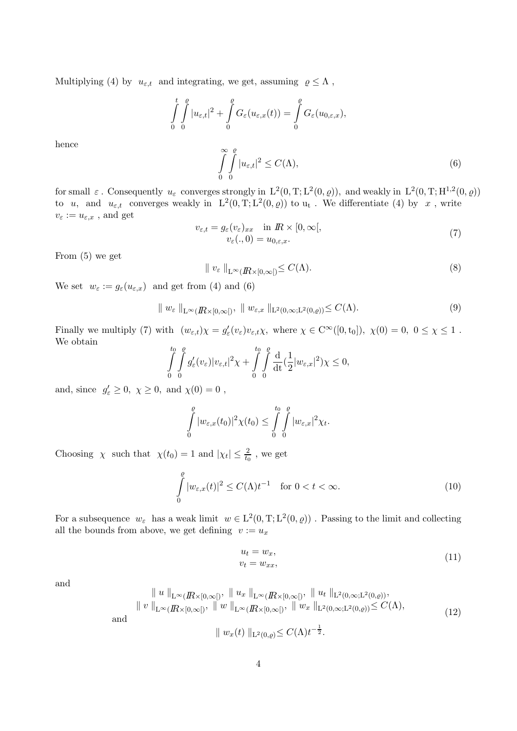Multiplying (4) by $u_{\varepsilon,t}$ and integrating, we get, assuming $\varrho \leq \Lambda$ ,

$$\int_0^t \int_0^\varrho |u_{\varepsilon,t}|^2 + \int_0^\varrho G_\varepsilon(u_{\varepsilon,x}(t)) = \int_0^\varrho G_\varepsilon(u_{0,\varepsilon,x}),$$

hence

$$\int_0^\infty \int_0^\varrho |u_{\varepsilon,t}|^2 \leq C(\Lambda), \tag{6}$$

for small $\varepsilon$ . Consequently $u_\varepsilon$ converges strongly in $\mathrm{L}^2(0,\mathrm{T};\mathrm{L}^2(0,\varrho))$, and weakly in $\mathrm{L}^2(0,\mathrm{T};\mathrm{H}^{1,2}(0,\varrho))$ to $u$, and $u_{\varepsilon,t}$ converges weakly in $\mathrm{L}^2(0,\mathrm{T};\mathrm{L}^2(0,\varrho))$ to $\mathrm{u_t}$ . We differentiate (4) by $x$ , write $v_\varepsilon := u_{\varepsilon,x}$ , and get

$$\begin{aligned} v_{\varepsilon,t} = g_\varepsilon(v_\varepsilon)_{xx} \quad &\text{in } I\!R \times [0,\infty[, \\ v_\varepsilon(.,0) = u_{0,\varepsilon,x}&. \end{aligned} \tag{7}$$

From (5) we get

$$\| v_\varepsilon \|_{\mathrm{L}^\infty(I\!R\times[0,\infty[)} \leq C(\Lambda). \tag{8}$$

We set $w_\varepsilon := g_\varepsilon(u_{\varepsilon,x})$ and get from (4) and (6)

$$\| w_\varepsilon \|_{\mathrm{L}^\infty(I\!R\times[0,\infty[)},\ \| w_{\varepsilon,x} \|_{\mathrm{L}^2(0,\infty;\mathrm{L}^2(0,\varrho))} \leq C(\Lambda). \tag{9}$$

Finally we multiply (7) with $(w_{\varepsilon,t})\chi = g_\varepsilon'(v_\varepsilon)v_{\varepsilon,t}\chi,$ where $\chi \in \mathrm{C}^\infty([0,\mathrm{t_0}]),\ \chi(0)=0,\ 0\leq\chi\leq 1$ . We obtain

$$\int_0^{t_0}\int_0^\varrho g_\varepsilon'(v_\varepsilon)|v_{\varepsilon,t}|^2\chi + \int_0^{t_0}\int_0^\varrho \frac{\mathrm{d}}{\mathrm{dt}}(\frac{1}{2}|w_{\varepsilon,x}|^2)\chi \leq 0,$$

and, since $g_\varepsilon' \geq 0,\ \chi\geq 0,$ and $\chi(0)=0$ ,

$$\int_0^\varrho |w_{\varepsilon,x}(t_0)|^2\chi(t_0) \leq \int_0^{t_0}\int_0^\varrho |w_{\varepsilon,x}|^2\chi_t.$$

Choosing $\chi$ such that $\chi(t_0)=1$ and $|\chi_t|\leq \frac{2}{t_0}$ , we get

$$\int_0^\varrho |w_{\varepsilon,x}(t)|^2 \leq C(\Lambda)t^{-1} \quad \text{for } 0<t<\infty. \tag{10}$$

For a subsequence $w_\varepsilon$ has a weak limit $w\in\mathrm{L}^2(0,\mathrm{T};\mathrm{L}^2(0,\varrho))$ . Passing to the limit and collecting all the bounds from above, we get defining $v:=u_x$

$$\begin{aligned} u_t &= w_x, \\ v_t &= w_{xx}, \end{aligned} \tag{11}$$

and

$$\begin{gathered} \| u \|_{\mathrm{L}^\infty(I\!R\times[0,\infty[)},\ \| u_x \|_{\mathrm{L}^\infty(I\!R\times[0,\infty[)},\ \| u_t \|_{\mathrm{L}^2(0,\infty;\mathrm{L}^2(0,\varrho))}, \\ \| v \|_{\mathrm{L}^\infty(I\!R\times[0,\infty[)},\ \| w \|_{\mathrm{L}^\infty(I\!R\times[0,\infty[)},\ \| w_x \|_{\mathrm{L}^2(0,\infty;\mathrm{L}^2(0,\varrho))} \leq C(\Lambda), \\ \text{and} \\ \| w_x(t) \|_{\mathrm{L}^2(0,\varrho)} \leq C(\Lambda)t^{-\frac{1}{2}}. \end{gathered} \tag{12}$$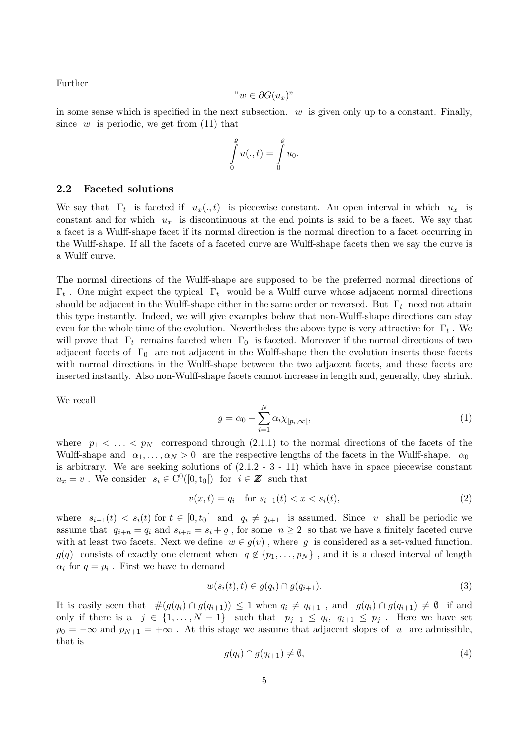Further

$$"w \in \partial G(u_x)"$$

in some sense which is specified in the next subsection. $w$ is given only up to a constant. Finally, since $w$ is periodic, we get from (11) that

$$\int_0^{\varrho} u(.,t) = \int_0^{\varrho} u_0.$$

## 2.2 Faceted solutions

We say that $\Gamma_t$ is faceted if $u_x(.,t)$ is piecewise constant. An open interval in which $u_x$ is constant and for which $u_x$ is discontinuous at the end points is said to be a facet. We say that a facet is a Wulff-shape facet if its normal direction is the normal direction to a facet occurring in the Wulff-shape. If all the facets of a faceted curve are Wulff-shape facets then we say the curve is a Wulff curve.

The normal directions of the Wulff-shape are supposed to be the preferred normal directions of $\Gamma_t$. One might expect the typical $\Gamma_t$ would be a Wulff curve whose adjacent normal directions should be adjacent in the Wulff-shape either in the same order or reversed. But $\Gamma_t$ need not attain this type instantly. Indeed, we will give examples below that non-Wulff-shape directions can stay even for the whole time of the evolution. Nevertheless the above type is very attractive for $\Gamma_t$. We will prove that $\Gamma_t$ remains faceted when $\Gamma_0$ is faceted. Moreover if the normal directions of two adjacent facets of $\Gamma_0$ are not adjacent in the Wulff-shape then the evolution inserts those facets with normal directions in the Wulff-shape between the two adjacent facets, and these facets are inserted instantly. Also non-Wulff-shape facets cannot increase in length and, generally, they shrink.

We recall

$$g = \alpha_0 + \sum_{i=1}^{N} \alpha_i \chi_{]p_i,\infty[}, \tag{1}$$

where $p_1 < \ldots < p_N$ correspond through (2.1.1) to the normal directions of the facets of the Wulff-shape and $\alpha_1, \ldots, \alpha_N > 0$ are the respective lengths of the facets in the Wulff-shape. $\alpha_0$ is arbitrary. We are seeking solutions of (2.1.2 - 3 - 11) which have in space piecewise constant $u_x = v$. We consider $s_i \in \mathrm{C}^0([0,t_0[)$ for $i \in \mathbb{Z}$ such that

$$v(x,t) = q_i \quad \text{for } s_{i-1}(t) < x < s_i(t), \tag{2}$$

where $s_{i-1}(t) < s_i(t)$ for $t \in [0,t_0[$ and $q_i \neq q_{i+1}$ is assumed. Since $v$ shall be periodic we assume that $q_{i+n} = q_i$ and $s_{i+n} = s_i + \varrho$, for some $n \geq 2$ so that we have a finitely faceted curve with at least two facets. Next we define $w \in g(v)$, where $g$ is considered as a set-valued function. $g(q)$ consists of exactly one element when $q \notin \{p_1, \ldots, p_N\}$, and it is a closed interval of length $\alpha_i$ for $q = p_i$. First we have to demand

$$w(s_i(t),t) \in g(q_i) \cap g(q_{i+1}). \tag{3}$$

It is easily seen that $\#(g(q_i) \cap g(q_{i+1})) \leq 1$ when $q_i \neq q_{i+1}$, and $g(q_i) \cap g(q_{i+1}) \neq \emptyset$ if and only if there is a $j \in \{1, \ldots, N+1\}$ such that $p_{j-1} \leq q_i,\ q_{i+1} \leq p_j$. Here we have set $p_0 = -\infty$ and $p_{N+1} = +\infty$. At this stage we assume that adjacent slopes of $u$ are admissible, that is

$$g(q_i) \cap g(q_{i+1}) \neq \emptyset, \tag{4}$$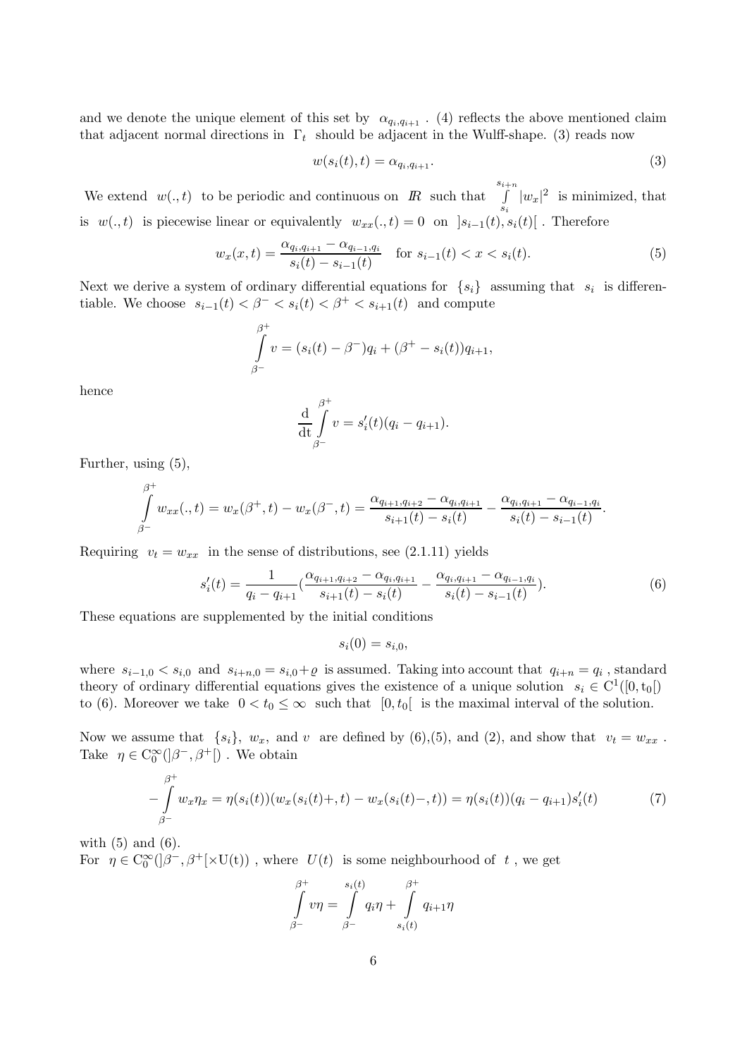and we denote the unique element of this set by $\alpha_{q_i,q_{i+1}}$ . (4) reflects the above mentioned claim that adjacent normal directions in $\Gamma_t$ should be adjacent in the Wulff-shape. (3) reads now

$$w(s_i(t),t) = \alpha_{q_i,q_{i+1}}. \tag{3}$$

We extend $w(.,t)$ to be periodic and continuous on $I\!R$ such that $\int\limits_{s_i}^{s_{i+n}} |w_x|^2$ is minimized, that is $w(.,t)$ is piecewise linear or equivalently $w_{xx}(.,t) = 0$ on $]s_{i-1}(t), s_i(t)[$ . Therefore

$$w_x(x,t) = \frac{\alpha_{q_i,q_{i+1}} - \alpha_{q_{i-1},q_i}}{s_i(t) - s_{i-1}(t)} \quad \text{for } s_{i-1}(t) < x < s_i(t). \tag{5}$$

Next we derive a system of ordinary differential equations for $\{s_i\}$ assuming that $s_i$ is differentiable. We choose $s_{i-1}(t) < \beta^- < s_i(t) < \beta^+ < s_{i+1}(t)$ and compute

$$\int\limits_{\beta^-}^{\beta^+} v = (s_i(t) - \beta^-)q_i + (\beta^+ - s_i(t))q_{i+1},$$

hence

$$\frac{\mathrm{d}}{\mathrm{dt}} \int\limits_{\beta^-}^{\beta^+} v = s_i'(t)(q_i - q_{i+1}).$$

Further, using (5),

$$\int\limits_{\beta^-}^{\beta^+} w_{xx}(.,t) = w_x(\beta^+,t) - w_x(\beta^-,t) = \frac{\alpha_{q_{i+1},q_{i+2}} - \alpha_{q_i,q_{i+1}}}{s_{i+1}(t) - s_i(t)} - \frac{\alpha_{q_i,q_{i+1}} - \alpha_{q_{i-1},q_i}}{s_i(t) - s_{i-1}(t)}.$$

Requiring $v_t = w_{xx}$ in the sense of distributions, see (2.1.11) yields

$$s_i'(t) = \frac{1}{q_i - q_{i+1}}\left(\frac{\alpha_{q_{i+1},q_{i+2}} - \alpha_{q_i,q_{i+1}}}{s_{i+1}(t) - s_i(t)} - \frac{\alpha_{q_i,q_{i+1}} - \alpha_{q_{i-1},q_i}}{s_i(t) - s_{i-1}(t)}\right). \tag{6}$$

These equations are supplemented by the initial conditions

$$s_i(0) = s_{i,0},$$

where $s_{i-1,0} < s_{i,0}$ and $s_{i+n,0} = s_{i,0} + \varrho$ is assumed. Taking into account that $q_{i+n} = q_i$ , standard theory of ordinary differential equations gives the existence of a unique solution $s_i \in \mathrm{C}^1([0,t_0[)$ to (6). Moreover we take $0 < t_0 \le \infty$ such that $[0,t_0[$ is the maximal interval of the solution.

Now we assume that $\{s_i\}$, $w_x$, and $v$ are defined by (6),(5), and (2), and show that $v_t = w_{xx}$ . Take $\eta \in \mathrm{C}_0^\infty(]\beta^-,\beta^+[)$ . We obtain

$$-\int\limits_{\beta^-}^{\beta^+} w_x\eta_x = \eta(s_i(t))(w_x(s_i(t)+,t) - w_x(s_i(t)-,t)) = \eta(s_i(t))(q_i - q_{i+1})s_i'(t) \tag{7}$$

with (5) and (6).
For $\eta \in \mathrm{C}_0^\infty(]\beta^-,\beta^+[\times \mathrm{U(t)})$ , where $U(t)$ is some neighbourhood of $t$ , we get

$$\int\limits_{\beta^-}^{\beta^+} v\eta = \int\limits_{\beta^-}^{s_i(t)} q_i\eta + \int\limits_{s_i(t)}^{\beta^+} q_{i+1}\eta$$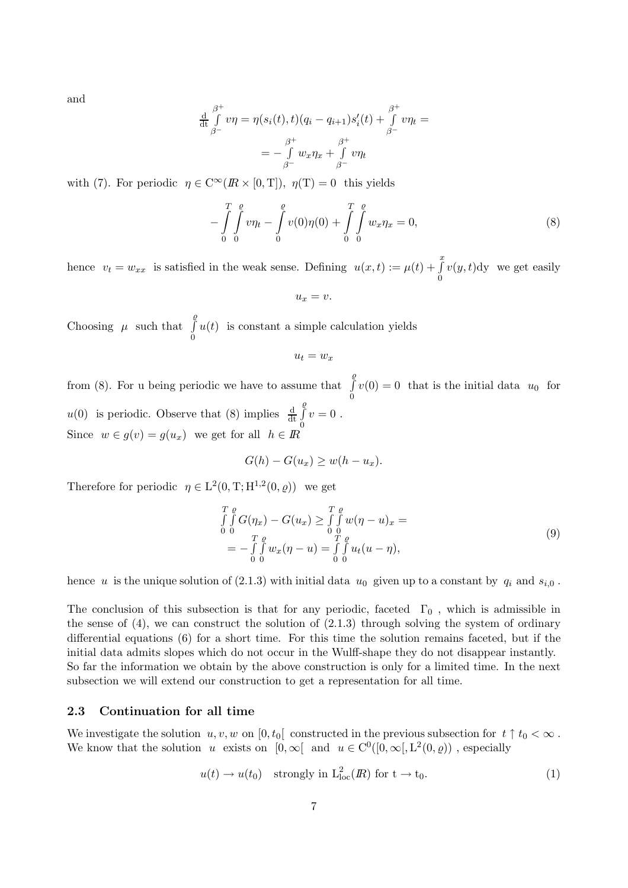and

$$\frac{\mathrm{d}}{\mathrm{dt}}\int\limits_{\beta^-}^{\beta^+} v\eta = \eta(s_i(t),t)(q_i - q_{i+1})s_i'(t) + \int\limits_{\beta^-}^{\beta^+} v\eta_t =$$
$$= -\int\limits_{\beta^-}^{\beta^+} w_x\eta_x + \int\limits_{\beta^-}^{\beta^+} v\eta_t$$

with (7). For periodic $\eta \in \mathrm{C}^\infty(I\!R \times [0,\mathrm{T}]),\ \eta(\mathrm{T}) = 0$ this yields

$$-\int\limits_0^T\int\limits_0^\varrho v\eta_t - \int\limits_0^\varrho v(0)\eta(0) + \int\limits_0^T\int\limits_0^\varrho w_x\eta_x = 0, \tag{8}$$

hence $v_t = w_{xx}$ is satisfied in the weak sense. Defining $u(x,t) := \mu(t) + \int\limits_0^x v(y,t)\mathrm{dy}$ we get easily

$$u_x = v.$$

Choosing $\mu$ such that $\int\limits_0^\varrho u(t)$ is constant a simple calculation yields

$$u_t = w_x$$

from (8). For u being periodic we have to assume that $\int\limits_0^\varrho v(0) = 0$ that is the initial data $u_0$ for $u(0)$ is periodic. Observe that (8) implies $\frac{\mathrm{d}}{\mathrm{dt}}\int\limits_0^\varrho v = 0$ .
Since $w \in g(v) = g(u_x)$ we get for all $h \in I\!R$

$$G(h) - G(u_x) \geq w(h - u_x).$$

Therefore for periodic $\eta \in \mathrm{L}^2(0,\mathrm{T};\mathrm{H}^{1,2}(0,\varrho))$ we get

$$\begin{aligned} \int\limits_0^T\int\limits_0^\varrho G(\eta_x) - G(u_x) &\geq \int\limits_0^T\int\limits_0^\varrho w(\eta - u)_x = \\ &= -\int\limits_0^T\int\limits_0^\varrho w_x(\eta - u) = \int\limits_0^T\int\limits_0^\varrho u_t(u - \eta), \end{aligned} \tag{9}$$

hence $u$ is the unique solution of (2.1.3) with initial data $u_0$ given up to a constant by $q_i$ and $s_{i,0}$ .

The conclusion of this subsection is that for any periodic, faceted $\Gamma_0$ , which is admissible in the sense of (4), we can construct the solution of (2.1.3) through solving the system of ordinary differential equations (6) for a short time. For this time the solution remains faceted, but if the initial data admits slopes which do not occur in the Wulff-shape they do not disappear instantly. So far the information we obtain by the above construction is only for a limited time. In the next subsection we will extend our construction to get a representation for all time.

### 2.3 Continuation for all time

We investigate the solution $u, v, w$ on $[0, t_0[$ constructed in the previous subsection for $t \uparrow t_0 < \infty$ . We know that the solution $u$ exists on $[0, \infty[$ and $u \in \mathrm{C}^0([0,\infty[, \mathrm{L}^2(0,\varrho))$ , especially

$$u(t) \to u(t_0) \quad \text{strongly in } \mathrm{L}^2_{\mathrm{loc}}(I\!R) \text{ for } \mathrm{t} \to \mathrm{t}_0. \tag{1}$$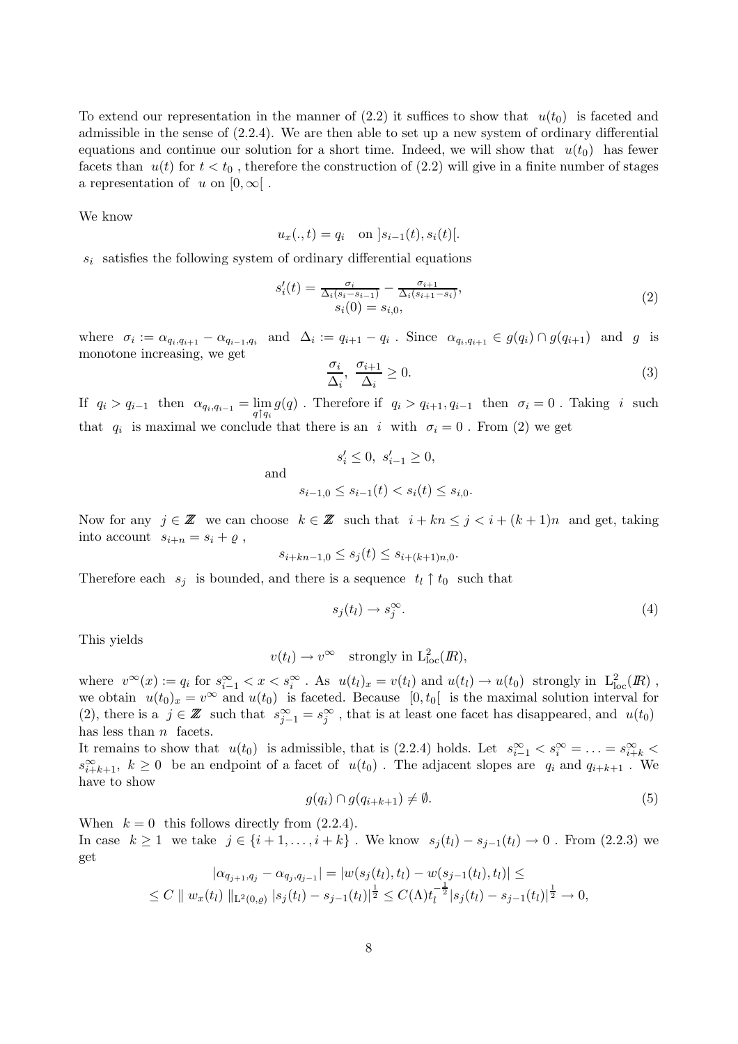To extend our representation in the manner of (2.2) it suffices to show that $u(t_0)$ is faceted and admissible in the sense of (2.2.4). We are then able to set up a new system of ordinary differential equations and continue our solution for a short time. Indeed, we will show that $u(t_0)$ has fewer facets than $u(t)$ for $t < t_0$, therefore the construction of (2.2) will give in a finite number of stages a representation of $u$ on $[0, \infty[$.

We know

$$u_x(.,t) = q_i \quad \text{on } ]s_{i-1}(t), s_i(t)[.$$

$s_i$ satisfies the following system of ordinary differential equations

$$\begin{array}{c} s_i'(t) = \frac{\sigma_i}{\Delta_i(s_i - s_{i-1})} - \frac{\sigma_{i+1}}{\Delta_i(s_{i+1} - s_i)}, \\ s_i(0) = s_{i,0}, \end{array} \tag{2}$$

where $\sigma_i := \alpha_{q_i,q_{i+1}} - \alpha_{q_{i-1},q_i}$ and $\Delta_i := q_{i+1} - q_i$. Since $\alpha_{q_i,q_{i+1}} \in g(q_i) \cap g(q_{i+1})$ and $g$ is monotone increasing, we get

$$\frac{\sigma_i}{\Delta_i},\ \frac{\sigma_{i+1}}{\Delta_i} \geq 0. \tag{3}$$

If $q_i > q_{i-1}$ then $\alpha_{q_i,q_{i-1}} = \lim_{q \uparrow q_i} g(q)$. Therefore if $q_i > q_{i+1}, q_{i-1}$ then $\sigma_i = 0$. Taking $i$ such that $q_i$ is maximal we conclude that there is an $i$ with $\sigma_i = 0$. From (2) we get

$$s_i' \leq 0,\ s_{i-1}' \geq 0,$$

and

$$s_{i-1,0} \leq s_{i-1}(t) < s_i(t) \leq s_{i,0}.$$

Now for any $j \in \mathbb{Z}$ we can choose $k \in \mathbb{Z}$ such that $i + kn \leq j < i + (k+1)n$ and get, taking into account $s_{i+n} = s_i + \varrho$,

$$s_{i+kn-1,0} \leq s_j(t) \leq s_{i+(k+1)n,0}.$$

Therefore each $s_j$ is bounded, and there is a sequence $t_l \uparrow t_0$ such that

$$s_j(t_l) \to s_j^\infty. \tag{4}$$

This yields

$$v(t_l) \to v^\infty \quad \text{strongly in } \mathrm{L}^2_{\mathrm{loc}}(\mathbb{R}),$$

where $v^\infty(x) := q_i$ for $s_{i-1}^\infty < x < s_i^\infty$. As $u(t_l)_x = v(t_l)$ and $u(t_l) \to u(t_0)$ strongly in $\mathrm{L}^2_{\mathrm{loc}}(\mathbb{R})$, we obtain $u(t_0)_x = v^\infty$ and $u(t_0)$ is faceted. Because $[0, t_0[$ is the maximal solution interval for (2), there is a $j \in \mathbb{Z}$ such that $s_{j-1}^\infty = s_j^\infty$, that is at least one facet has disappeared, and $u(t_0)$ has less than $n$ facets.

It remains to show that $u(t_0)$ is admissible, that is (2.2.4) holds. Let $s_{i-1}^\infty < s_i^\infty = \ldots = s_{i+k}^\infty < s_{i+k+1}^\infty$, $k \geq 0$ be an endpoint of a facet of $u(t_0)$. The adjacent slopes are $q_i$ and $q_{i+k+1}$. We have to show

$$g(q_i) \cap g(q_{i+k+1}) \neq \emptyset. \tag{5}$$

When $k = 0$ this follows directly from (2.2.4).

In case $k \geq 1$ we take $j \in \{i+1, \ldots, i+k\}$. We know $s_j(t_l) - s_{j-1}(t_l) \to 0$. From (2.2.3) we get

$$\begin{array}{c} |\alpha_{q_{j+1},q_j} - \alpha_{q_j,q_{j-1}}| = |w(s_j(t_l), t_l) - w(s_{j-1}(t_l), t_l)| \leq \\ \leq C \parallel w_x(t_l) \parallel_{\mathrm{L}^2(0,\varrho)} |s_j(t_l) - s_{j-1}(t_l)|^{\frac{1}{2}} \leq C(\Lambda) t_l^{-\frac{1}{2}} |s_j(t_l) - s_{j-1}(t_l)|^{\frac{1}{2}} \to 0, \end{array}$$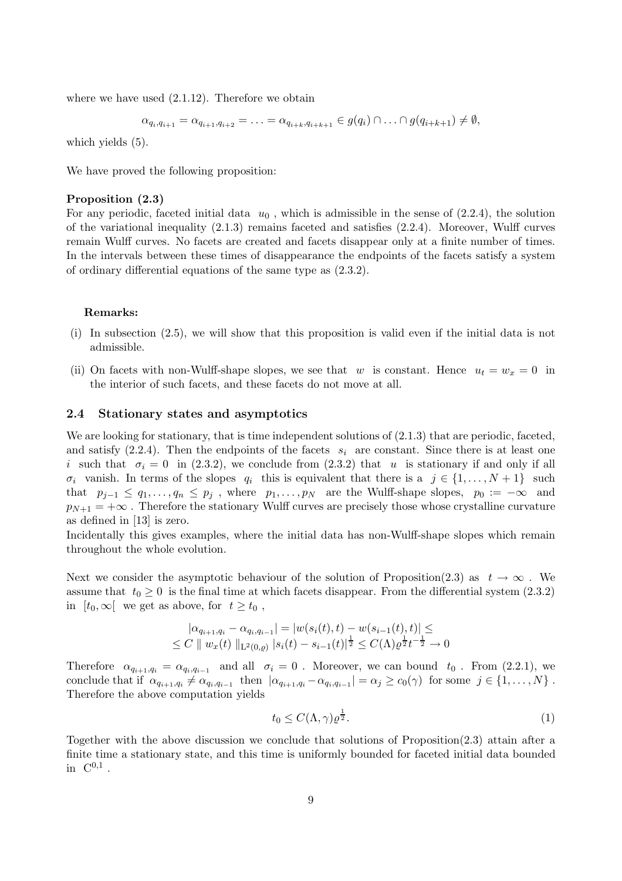where we have used (2.1.12). Therefore we obtain

$$\alpha_{q_i,q_{i+1}} = \alpha_{q_{i+1},q_{i+2}} = \ldots = \alpha_{q_{i+k},q_{i+k+1}} \in g(q_i) \cap \ldots \cap g(q_{i+k+1}) \neq \emptyset,$$

which yields (5).

We have proved the following proposition:

**Proposition (2.3)**
For any periodic, faceted initial data $u_0$ , which is admissible in the sense of (2.2.4), the solution of the variational inequality (2.1.3) remains faceted and satisfies (2.2.4). Moreover, Wulff curves remain Wulff curves. No facets are created and facets disappear only at a finite number of times. In the intervals between these times of disappearance the endpoints of the facets satisfy a system of ordinary differential equations of the same type as (2.3.2).

**Remarks:**

(i) In subsection (2.5), we will show that this proposition is valid even if the initial data is not admissible.

(ii) On facets with non-Wulff-shape slopes, we see that $w$ is constant. Hence $u_t = w_x = 0$ in the interior of such facets, and these facets do not move at all.

### 2.4 Stationary states and asymptotics

We are looking for stationary, that is time independent solutions of (2.1.3) that are periodic, faceted, and satisfy (2.2.4). Then the endpoints of the facets $s_i$ are constant. Since there is at least one $i$ such that $\sigma_i = 0$ in (2.3.2), we conclude from (2.3.2) that $u$ is stationary if and only if all $\sigma_i$ vanish. In terms of the slopes $q_i$ this is equivalent that there is a $j \in \{1, \ldots, N+1\}$ such that $p_{j-1} \leq q_1, \ldots, q_n \leq p_j$ , where $p_1, \ldots, p_N$ are the Wulff-shape slopes, $p_0 := -\infty$ and $p_{N+1} = +\infty$ . Therefore the stationary Wulff curves are precisely those whose crystalline curvature as defined in [13] is zero.
Incidentally this gives examples, where the initial data has non-Wulff-shape slopes which remain throughout the whole evolution.

Next we consider the asymptotic behaviour of the solution of Proposition(2.3) as $t \to \infty$ . We assume that $t_0 \geq 0$ is the final time at which facets disappear. From the differential system (2.3.2) in $[t_0, \infty[$ we get as above, for $t \geq t_0$ ,

$$\begin{aligned} |\alpha_{q_{i+1},q_i} - \alpha_{q_i,q_{i-1}}| &= |w(s_i(t),t) - w(s_{i-1}(t),t)| \leq \\ \leq C \parallel w_x(t) \parallel_{\mathrm{L}^2(0,\varrho)} &|s_i(t) - s_{i-1}(t)|^{\frac{1}{2}} \leq C(\Lambda)\varrho^{\frac{1}{2}} t^{-\frac{1}{2}} \to 0 \end{aligned}$$

Therefore $\alpha_{q_{i+1},q_i} = \alpha_{q_i,q_{i-1}}$ and all $\sigma_i = 0$ . Moreover, we can bound $t_0$ . From (2.2.1), we conclude that if $\alpha_{q_{i+1},q_i} \neq \alpha_{q_i,q_{i-1}}$ then $|\alpha_{q_{i+1},q_i} - \alpha_{q_i,q_{i-1}}| = \alpha_j \geq c_0(\gamma)$ for some $j \in \{1, \ldots, N\}$ . Therefore the above computation yields

$$t_0 \leq C(\Lambda, \gamma)\varrho^{\frac{1}{2}}. \tag{1}$$

Together with the above discussion we conclude that solutions of Proposition(2.3) attain after a finite time a stationary state, and this time is uniformly bounded for faceted initial data bounded in $\mathrm{C}^{0,1}$ .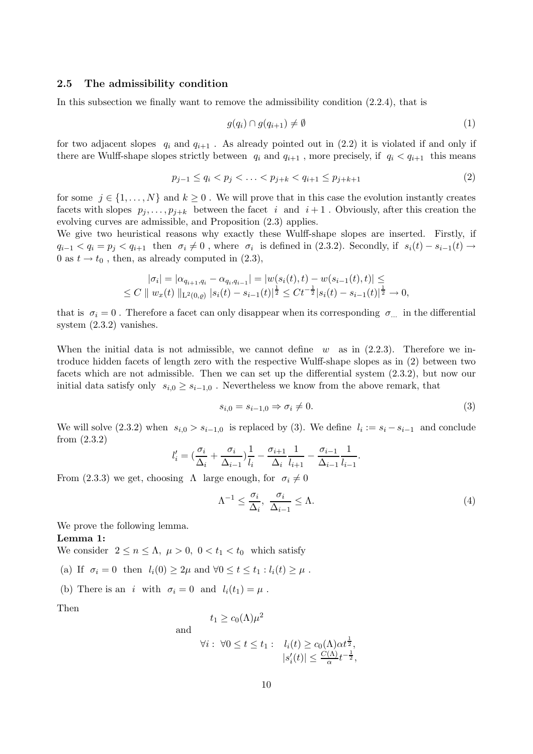### 2.5 The admissibility condition

In this subsection we finally want to remove the admissibility condition (2.2.4), that is

$$g(q_i) \cap g(q_{i+1}) \neq \emptyset \tag{1}$$

for two adjacent slopes $q_i$ and $q_{i+1}$ . As already pointed out in (2.2) it is violated if and only if there are Wulff-shape slopes strictly between $q_i$ and $q_{i+1}$ , more precisely, if $q_i < q_{i+1}$ this means

$$p_{j-1} \leq q_i < p_j < \ldots < p_{j+k} < q_{i+1} \leq p_{j+k+1} \tag{2}$$

for some $j \in \{1, \ldots, N\}$ and $k \geq 0$ . We will prove that in this case the evolution instantly creates facets with slopes $p_j, \ldots, p_{j+k}$ between the facet $i$ and $i+1$ . Obviously, after this creation the evolving curves are admissible, and Proposition (2.3) applies.

We give two heuristical reasons why exactly these Wulff-shape slopes are inserted. Firstly, if $q_{i-1} < q_i = p_j < q_{i+1}$ then $\sigma_i \neq 0$ , where $\sigma_i$ is defined in (2.3.2). Secondly, if $s_i(t) - s_{i-1}(t) \to 0$ as $t \to t_0$ , then, as already computed in (2.3),

$$\begin{aligned} &|\sigma_i| = |\alpha_{q_{i+1},q_i} - \alpha_{q_i,q_{i-1}}| = |w(s_i(t),t) - w(s_{i-1}(t),t)| \leq \\ &\leq C \parallel w_x(t) \parallel_{L^2(0,\varrho)} |s_i(t) - s_{i-1}(t)|^{\frac{1}{2}} \leq Ct^{-\frac{1}{2}} |s_i(t) - s_{i-1}(t)|^{\frac{1}{2}} \to 0, \end{aligned}$$

that is $\sigma_i = 0$ . Therefore a facet can only disappear when its corresponding $\sigma_{\ldots}$ in the differential system (2.3.2) vanishes.

When the initial data is not admissible, we cannot define $w$ as in (2.2.3). Therefore we introduce hidden facets of length zero with the respective Wulff-shape slopes as in (2) between two facets which are not admissible. Then we can set up the differential system (2.3.2), but now our initial data satisfy only $s_{i,0} \geq s_{i-1,0}$ . Nevertheless we know from the above remark, that

$$s_{i,0} = s_{i-1,0} \Rightarrow \sigma_i \neq 0. \tag{3}$$

We will solve (2.3.2) when $s_{i,0} > s_{i-1,0}$ is replaced by (3). We define $l_i := s_i - s_{i-1}$ and conclude from (2.3.2)

$$l_i' = \left(\frac{\sigma_i}{\Delta_i} + \frac{\sigma_i}{\Delta_{i-1}}\right)\frac{1}{l_i} - \frac{\sigma_{i+1}}{\Delta_i}\frac{1}{l_{i+1}} - \frac{\sigma_{i-1}}{\Delta_{i-1}}\frac{1}{l_{i-1}}.$$

From (2.3.3) we get, choosing $\Lambda$ large enough, for $\sigma_i \neq 0$

$$\Lambda^{-1} \leq \frac{\sigma_i}{\Delta_i},\ \frac{\sigma_i}{\Delta_{i-1}} \leq \Lambda. \tag{4}$$

We prove the following lemma.

**Lemma 1:**

We consider $2 \leq n \leq \Lambda,\ \mu > 0,\ 0 < t_1 < t_0$ which satisfy

(a) If $\sigma_i = 0$ then $l_i(0) \geq 2\mu$ and $\forall 0 \leq t \leq t_1 : l_i(t) \geq \mu$ .

(b) There is an $i$ with $\sigma_i = 0$ and $l_i(t_1) = \mu$ .

Then

$$t_1 \geq c_0(\Lambda)\mu^2$$

and

$$\forall i:\ \forall 0 \leq t \leq t_1 : \quad \begin{aligned} &l_i(t) \geq c_0(\Lambda)\alpha t^{\frac{1}{2}}, \\ &|s_i'(t)| \leq \frac{C(\Lambda)}{\alpha} t^{-\frac{1}{2}}, \end{aligned}$$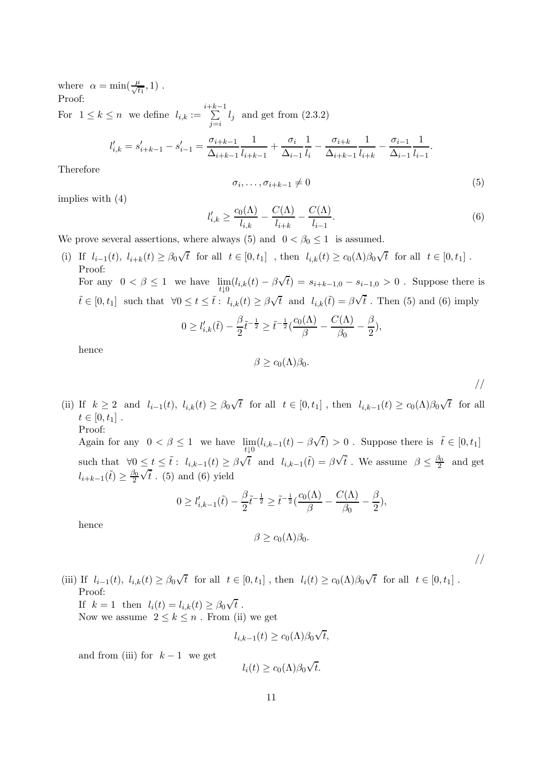where $\alpha = \min(\frac{\mu}{\sqrt{t_1}}, 1)$ .
Proof:
For $1 \le k \le n$ we define $l_{i,k} := \sum\limits_{j=i}^{i+k-1} l_j$ and get from (2.3.2)

$$l'_{i,k} = s'_{i+k-1} - s'_{i-1} = \frac{\sigma_{i+k-1}}{\Delta_{i+k-1}} \frac{1}{l_{i+k-1}} + \frac{\sigma_i}{\Delta_{i-1}} \frac{1}{l_i} - \frac{\sigma_{i+k}}{\Delta_{i+k-1}} \frac{1}{l_{i+k}} - \frac{\sigma_{i-1}}{\Delta_{i-1}} \frac{1}{l_{i-1}}.$$

Therefore

$$\sigma_i, \ldots, \sigma_{i+k-1} \neq 0 \tag{5}$$

implies with (4)

$$l'_{i,k} \ge \frac{c_0(\Lambda)}{l_{i,k}} - \frac{C(\Lambda)}{l_{i+k}} - \frac{C(\Lambda)}{l_{i-1}}. \tag{6}$$

We prove several assertions, where always (5) and $0 < \beta_0 \le 1$ is assumed.

(i) If $l_{i-1}(t),\ l_{i+k}(t) \ge \beta_0 \sqrt{t}$ for all $t \in [0, t_1]$ , then $l_{i,k}(t) \ge c_0(\Lambda)\beta_0\sqrt{t}$ for all $t \in [0, t_1]$ .
Proof:
For any $0 < \beta \le 1$ we have $\lim\limits_{t \downarrow 0}(l_{i,k}(t) - \beta\sqrt{t}) = s_{i+k-1,0} - s_{i-1,0} > 0$ . Suppose there is $\tilde{t} \in [0, t_1]$ such that $\forall 0 \le t \le \tilde{t}:\ l_{i,k}(t) \ge \beta\sqrt{t}$ and $l_{i,k}(\tilde{t}) = \beta\sqrt{t}$ . Then (5) and (6) imply

$$0 \ge l'_{i,k}(\tilde{t}) - \frac{\beta}{2}\tilde{t}^{-\frac{1}{2}} \ge \tilde{t}^{-\frac{1}{2}}\left(\frac{c_0(\Lambda)}{\beta} - \frac{C(\Lambda)}{\beta_0} - \frac{\beta}{2}\right),$$

hence

$$\beta \ge c_0(\Lambda)\beta_0.$$

//

(ii) If $k \ge 2$ and $l_{i-1}(t),\ l_{i,k}(t) \ge \beta_0\sqrt{t}$ for all $t \in [0, t_1]$ , then $l_{i,k-1}(t) \ge c_0(\Lambda)\beta_0\sqrt{t}$ for all $t \in [0, t_1]$ .
Proof:
Again for any $0 < \beta \le 1$ we have $\lim\limits_{t \downarrow 0}(l_{i,k-1}(t) - \beta\sqrt{t}) > 0$ . Suppose there is $\tilde{t} \in [0, t_1]$ such that $\forall 0 \le t \le \tilde{t}:\ l_{i,k-1}(t) \ge \beta\sqrt{t}$ and $l_{i,k-1}(\tilde{t}) = \beta\sqrt{\tilde{t}}$ . We assume $\beta \le \frac{\beta_0}{2}$ and get $l_{i+k-1}(\tilde{t}) \ge \frac{\beta_0}{2}\sqrt{\tilde{t}}$ . (5) and (6) yield

$$0 \ge l'_{i,k-1}(\tilde{t}) - \frac{\beta}{2}\tilde{t}^{-\frac{1}{2}} \ge \tilde{t}^{-\frac{1}{2}}\left(\frac{c_0(\Lambda)}{\beta} - \frac{C(\Lambda)}{\beta_0} - \frac{\beta}{2}\right),$$

hence

$$\beta \ge c_0(\Lambda)\beta_0.$$

//

(iii) If $l_{i-1}(t),\ l_{i,k}(t) \ge \beta_0\sqrt{t}$ for all $t \in [0, t_1]$ , then $l_i(t) \ge c_0(\Lambda)\beta_0\sqrt{t}$ for all $t \in [0, t_1]$ .
Proof:
If $k = 1$ then $l_i(t) = l_{i,k}(t) \ge \beta_0\sqrt{t}$ .
Now we assume $2 \le k \le n$ . From (ii) we get

$$l_{i,k-1}(t) \ge c_0(\Lambda)\beta_0\sqrt{t},$$

and from (iii) for $k-1$ we get

$$l_i(t) \ge c_0(\Lambda)\beta_0\sqrt{t}.$$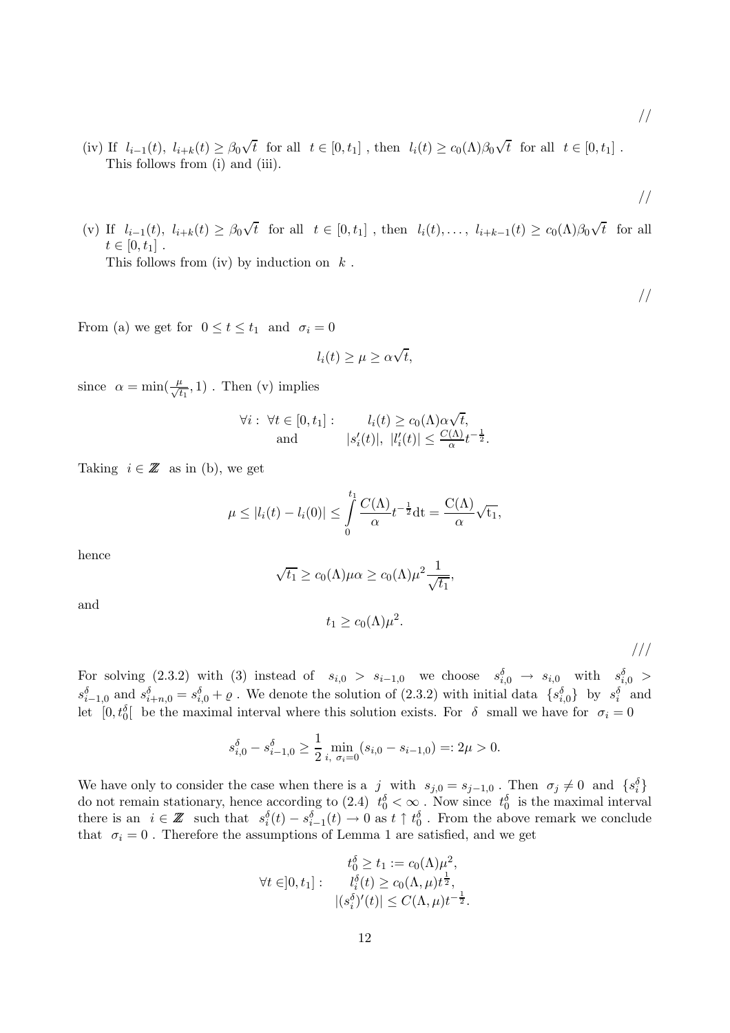//

(iv) If $l_{i-1}(t),\ l_{i+k}(t) \geq \beta_0\sqrt{t}$ for all $t \in [0,t_1]$ , then $l_i(t) \geq c_0(\Lambda)\beta_0\sqrt{t}$ for all $t \in [0,t_1]$ .
This follows from (i) and (iii).

//

(v) If $l_{i-1}(t),\ l_{i+k}(t) \geq \beta_0\sqrt{t}$ for all $t \in [0,t_1]$ , then $l_i(t), \ldots,\ l_{i+k-1}(t) \geq c_0(\Lambda)\beta_0\sqrt{t}$ for all $t \in [0,t_1]$ .
This follows from (iv) by induction on $k$ .

//

From (a) we get for $0 \leq t \leq t_1$ and $\sigma_i = 0$

$$l_i(t) \geq \mu \geq \alpha\sqrt{t},$$

since $\alpha = \min(\frac{\mu}{\sqrt{t_1}}, 1)$ . Then (v) implies

$$\begin{array}{ll} \forall i: \ \forall t \in [0,t_1]: & l_i(t) \geq c_0(\Lambda)\alpha\sqrt{t}, \\ \text{and} & |s_i'(t)|,\ |l_i'(t)| \leq \frac{C(\Lambda)}{\alpha} t^{-\frac{1}{2}}. \end{array}$$

Taking $i \in \mathbb{Z}$ as in (b), we get

$$\mu \leq |l_i(t) - l_i(0)| \leq \int_0^{t_1} \frac{C(\Lambda)}{\alpha} t^{-\frac{1}{2}} \mathrm{d}t = \frac{\mathrm{C}(\Lambda)}{\alpha}\sqrt{\mathrm{t}_1},$$

hence

$$\sqrt{t_1} \geq c_0(\Lambda)\mu\alpha \geq c_0(\Lambda)\mu^2 \frac{1}{\sqrt{t_1}},$$

and

$$t_1 \geq c_0(\Lambda)\mu^2.$$

///

For solving (2.3.2) with (3) instead of $s_{i,0} > s_{i-1,0}$ we choose $s_{i,0}^\delta \to s_{i,0}$ with $s_{i,0}^\delta > s_{i-1,0}^\delta$ and $s_{i+n,0}^\delta = s_{i,0}^\delta + \varrho$ . We denote the solution of (2.3.2) with initial data $\{s_{i,0}^\delta\}$ by $s_i^\delta$ and let $[0, t_0^\delta[$ be the maximal interval where this solution exists. For $\delta$ small we have for $\sigma_i = 0$

$$s_{i,0}^\delta - s_{i-1,0}^\delta \geq \frac{1}{2} \min_{i,\ \sigma_i = 0} (s_{i,0} - s_{i-1,0}) =: 2\mu > 0.$$

We have only to consider the case when there is a $j$ with $s_{j,0} = s_{j-1,0}$ . Then $\sigma_j \neq 0$ and $\{s_i^\delta\}$ do not remain stationary, hence according to (2.4) $t_0^\delta < \infty$ . Now since $t_0^\delta$ is the maximal interval there is an $i \in \mathbb{Z}$ such that $s_i^\delta(t) - s_{i-1}^\delta(t) \to 0$ as $t \uparrow t_0^\delta$ . From the above remark we conclude that $\sigma_i = 0$ . Therefore the assumptions of Lemma 1 are satisfied, and we get

$$\begin{array}{rl} & t_0^\delta \geq t_1 := c_0(\Lambda)\mu^2, \\ \forall t \in ]0, t_1]: & l_i^\delta(t) \geq c_0(\Lambda,\mu) t^{\frac{1}{2}}, \\ & |(s_i^\delta)'(t)| \leq C(\Lambda,\mu) t^{-\frac{1}{2}}. \end{array}$$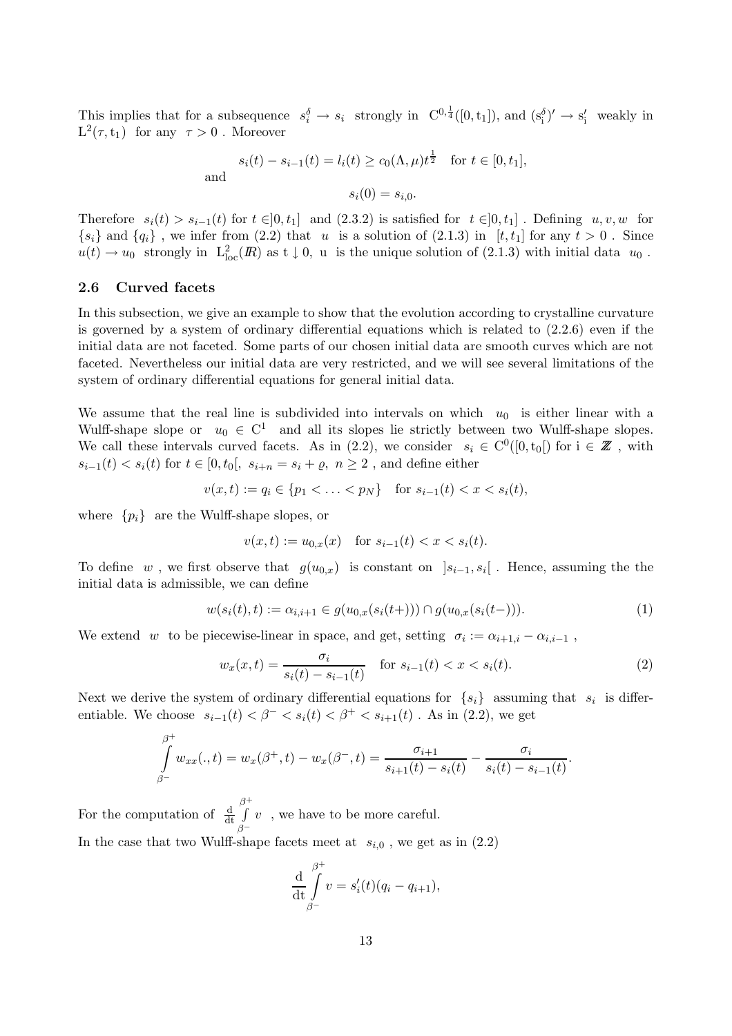This implies that for a subsequence $s_i^\delta \to s_i$ strongly in $C^{0,\frac{1}{4}}([0,t_1])$, and $(s_i^\delta)' \to s_i'$ weakly in $L^2(\tau, t_1)$ for any $\tau > 0$. Moreover

$$
s_i(t) - s_{i-1}(t) = l_i(t) \geq c_0(\Lambda, \mu) t^{\frac{1}{2}} \quad \text{for } t \in [0, t_1],
$$

and

$$
s_i(0) = s_{i,0}.
$$

Therefore $s_i(t) > s_{i-1}(t)$ for $t \in ]0, t_1]$ and (2.3.2) is satisfied for $t \in ]0, t_1]$. Defining $u, v, w$ for $\{s_i\}$ and $\{q_i\}$, we infer from (2.2) that $u$ is a solution of (2.1.3) in $[t, t_1]$ for any $t > 0$. Since $u(t) \to u_0$ strongly in $L^2_{\text{loc}}(I\!R)$ as $t \downarrow 0$, u is the unique solution of (2.1.3) with initial data $u_0$.

### 2.6 Curved facets

In this subsection, we give an example to show that the evolution according to crystalline curvature is governed by a system of ordinary differential equations which is related to (2.2.6) even if the initial data are not faceted. Some parts of our chosen initial data are smooth curves which are not faceted. Nevertheless our initial data are very restricted, and we will see several limitations of the system of ordinary differential equations for general initial data.

We assume that the real line is subdivided into intervals on which $u_0$ is either linear with a Wulff-shape slope or $u_0 \in C^1$ and all its slopes lie strictly between two Wulff-shape slopes. We call these intervals curved facets. As in (2.2), we consider $s_i \in C^0([0, t_0[)$ for $i \in Z\!\!\!Z$, with $s_{i-1}(t) < s_i(t)$ for $t \in [0, t_0[$, $s_{i+n} = s_i + \varrho$, $n \geq 2$, and define either

$$
v(x,t) := q_i \in \{p_1 < \ldots < p_N\} \quad \text{for } s_{i-1}(t) < x < s_i(t),
$$

where $\{p_i\}$ are the Wulff-shape slopes, or

$$
v(x,t) := u_{0,x}(x) \quad \text{for } s_{i-1}(t) < x < s_i(t).
$$

To define $w$, we first observe that $g(u_{0,x})$ is constant on $]s_{i-1}, s_i[$. Hence, assuming the the initial data is admissible, we can define

$$
w(s_i(t), t) := \alpha_{i,i+1} \in g(u_{0,x}(s_i(t+))) \cap g(u_{0,x}(s_i(t-))). \tag{1}
$$

We extend $w$ to be piecewise-linear in space, and get, setting $\sigma_i := \alpha_{i+1,i} - \alpha_{i,i-1}$,

$$
w_x(x,t) = \frac{\sigma_i}{s_i(t) - s_{i-1}(t)} \quad \text{for } s_{i-1}(t) < x < s_i(t). \tag{2}
$$

Next we derive the system of ordinary differential equations for $\{s_i\}$ assuming that $s_i$ is differentiable. We choose $s_{i-1}(t) < \beta^- < s_i(t) < \beta^+ < s_{i+1}(t)$. As in (2.2), we get

$$
\int_{\beta^-}^{\beta^+} w_{xx}(.,t) = w_x(\beta^+, t) - w_x(\beta^-, t) = \frac{\sigma_{i+1}}{s_{i+1}(t) - s_i(t)} - \frac{\sigma_i}{s_i(t) - s_{i-1}(t)}.
$$

For the computation of $\frac{d}{dt} \int_{\beta^-}^{\beta^+} v$, we have to be more careful.

In the case that two Wulff-shape facets meet at $s_{i,0}$, we get as in (2.2)

$$
\frac{d}{dt} \int_{\beta^-}^{\beta^+} v = s_i'(t)(q_i - q_{i+1}),
$$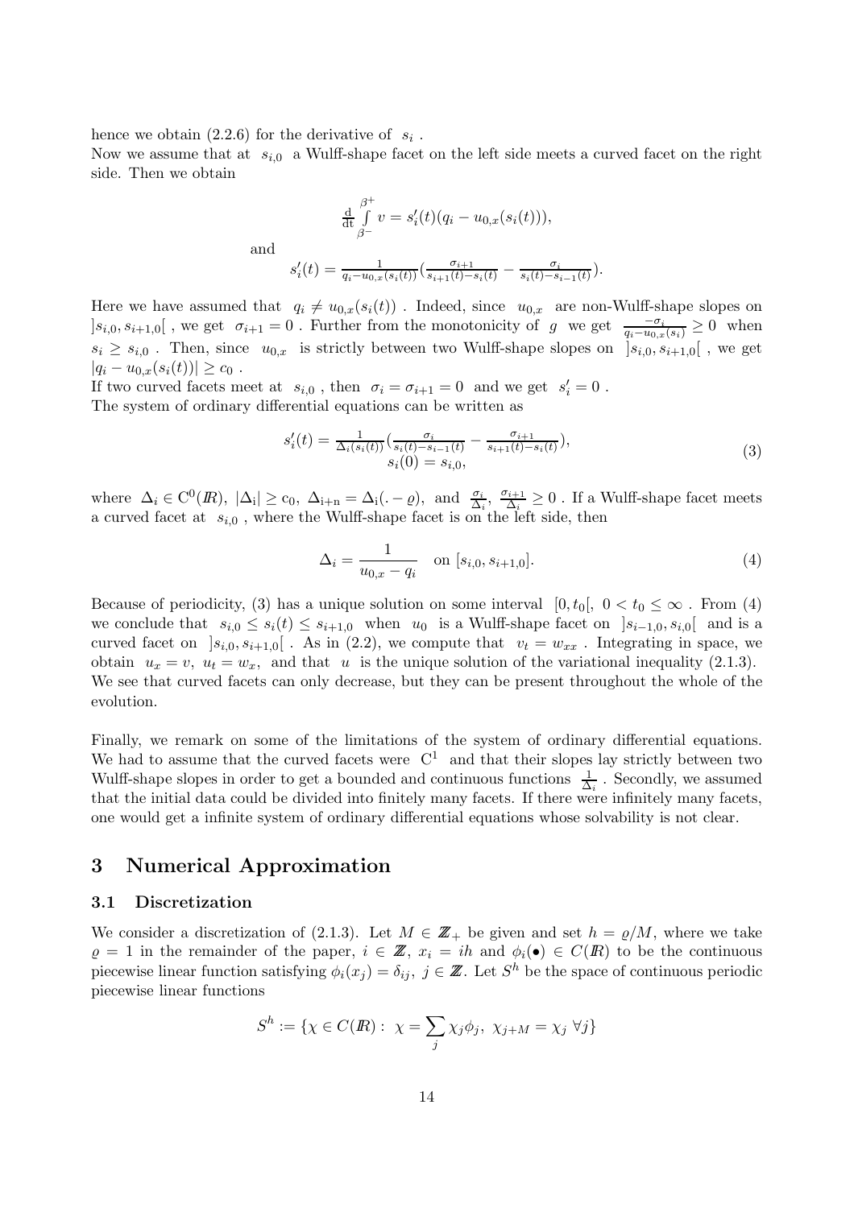hence we obtain (2.2.6) for the derivative of $s_i$ .
Now we assume that at $s_{i,0}$ a Wulff-shape facet on the left side meets a curved facet on the right side. Then we obtain

$$\tfrac{\mathrm{d}}{\mathrm{dt}} \int\limits_{\beta^-}^{\beta^+} v = s_i'(t)(q_i - u_{0,x}(s_i(t))),$$

and

$$s_i'(t) = \tfrac{1}{q_i - u_{0,x}(s_i(t))}\left(\tfrac{\sigma_{i+1}}{s_{i+1}(t) - s_i(t)} - \tfrac{\sigma_i}{s_i(t) - s_{i-1}(t)}\right).$$

Here we have assumed that $q_i \neq u_{0,x}(s_i(t))$ . Indeed, since $u_{0,x}$ are non-Wulff-shape slopes on $]s_{i,0}, s_{i+1,0}[$ , we get $\sigma_{i+1} = 0$ . Further from the monotonicity of $g$ we get $\frac{-\sigma_i}{q_i - u_{0,x}(s_i)} \geq 0$ when $s_i \geq s_{i,0}$ . Then, since $u_{0,x}$ is strictly between two Wulff-shape slopes on $]s_{i,0}, s_{i+1,0}[$ , we get $|q_i - u_{0,x}(s_i(t))| \geq c_0$ .
If two curved facets meet at $s_{i,0}$ , then $\sigma_i = \sigma_{i+1} = 0$ and we get $s_i' = 0$ .
The system of ordinary differential equations can be written as

$$\begin{array}{c} s_i'(t) = \frac{1}{\Delta_i(s_i(t))}\left(\frac{\sigma_i}{s_i(t) - s_{i-1}(t)} - \frac{\sigma_{i+1}}{s_{i+1}(t) - s_i(t)}\right), \\ s_i(0) = s_{i,0}, \end{array} \tag{3}$$

where $\Delta_i \in \mathrm{C}^0(I\!R),\ |\Delta_\mathrm{i}| \geq \mathrm{c}_0,\ \Delta_{\mathrm{i+n}} = \Delta_\mathrm{i}(. - \varrho)$, and $\frac{\sigma_i}{\Delta_i}, \frac{\sigma_{i+1}}{\Delta_i} \geq 0$ . If a Wulff-shape facet meets a curved facet at $s_{i,0}$ , where the Wulff-shape facet is on the left side, then

$$\Delta_i = \frac{1}{u_{0,x} - q_i} \quad \text{on } [s_{i,0}, s_{i+1,0}]. \tag{4}$$

Because of periodicity, (3) has a unique solution on some interval $[0, t_0[,\ 0 < t_0 \leq \infty$ . From (4) we conclude that $s_{i,0} \leq s_i(t) \leq s_{i+1,0}$ when $u_0$ is a Wulff-shape facet on $]s_{i-1,0}, s_{i,0}[$ and is a curved facet on $]s_{i,0}, s_{i+1,0}[$ . As in (2.2), we compute that $v_t = w_{xx}$ . Integrating in space, we obtain $u_x = v,\ u_t = w_x$, and that $u$ is the unique solution of the variational inequality (2.1.3). We see that curved facets can only decrease, but they can be present throughout the whole of the evolution.

Finally, we remark on some of the limitations of the system of ordinary differential equations. We had to assume that the curved facets were $\mathrm{C}^1$ and that their slopes lay strictly between two Wulff-shape slopes in order to get a bounded and continuous functions $\frac{1}{\Delta_i}$ . Secondly, we assumed that the initial data could be divided into finitely many facets. If there were infinitely many facets, one would get a infinite system of ordinary differential equations whose solvability is not clear.

## 3 Numerical Approximation

### 3.1 Discretization

We consider a discretization of (2.1.3). Let $M \in Z\!\!\!Z_+$ be given and set $h = \varrho/M$, where we take $\varrho = 1$ in the remainder of the paper, $i \in Z\!\!\!Z,\ x_i = ih$ and $\phi_i(\bullet) \in C(I\!R)$ to be the continuous piecewise linear function satisfying $\phi_i(x_j) = \delta_{ij},\ j \in Z\!\!\!Z$. Let $S^h$ be the space of continuous periodic piecewise linear functions

$$S^h := \{\chi \in C(I\!R) :\ \chi = \sum_j \chi_j \phi_j,\ \chi_{j+M} = \chi_j\ \forall j\}$$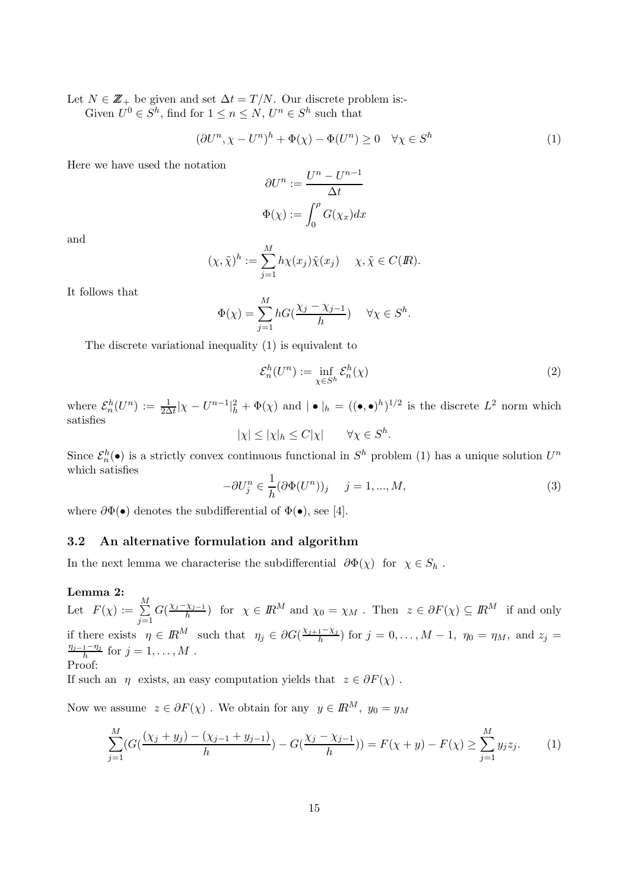Let $N \in \mathbb{Z}_+$ be given and set $\Delta t = T/N$. Our discrete problem is:-

Given $U^0 \in S^h$, find for $1 \le n \le N$, $U^n \in S^h$ such that

$$(\partial U^n, \chi - U^n)^h + \Phi(\chi) - \Phi(U^n) \ge 0 \quad \forall \chi \in S^h \tag{1}$$

Here we have used the notation

$$\partial U^n := \frac{U^n - U^{n-1}}{\Delta t}$$

$$\Phi(\chi) := \int_0^\rho G(\chi_x) dx$$

and

$$(\chi, \tilde{\chi})^h := \sum_{j=1}^{M} h \chi(x_j) \tilde{\chi}(x_j) \quad \chi, \tilde{\chi} \in C(\mathbb{R}).$$

It follows that

$$\Phi(\chi) = \sum_{j=1}^{M} h G(\frac{\chi_j - \chi_{j-1}}{h}) \quad \forall \chi \in S^h.$$

The discrete variational inequality (1) is equivalent to

$$\mathcal{E}_n^h(U^n) := \inf_{\chi \in S^h} \mathcal{E}_n^h(\chi) \tag{2}$$

where $\mathcal{E}_n^h(U^n) := \frac{1}{2\Delta t} |\chi - U^{n-1}|_h^2 + \Phi(\chi)$ and $| \bullet |_h = ((\bullet, \bullet)^h)^{1/2}$ is the discrete $L^2$ norm which satisfies

$$|\chi| \le |\chi|_h \le C|\chi| \qquad \forall \chi \in S^h.$$

Since $\mathcal{E}_n^h(\bullet)$ is a strictly convex continuous functional in $S^h$ problem (1) has a unique solution $U^n$ which satisfies

$$-\partial U_j^n \in \frac{1}{h}(\partial \Phi(U^n))_j \quad j = 1, ..., M, \tag{3}$$

where $\partial \Phi(\bullet)$ denotes the subdifferential of $\Phi(\bullet)$, see [4].

### 3.2 An alternative formulation and algorithm

In the next lemma we characterise the subdifferential $\partial \Phi(\chi)$ for $\chi \in S_h$ .

**Lemma 2:**

Let $F(\chi) := \sum_{j=1}^{M} G(\frac{\chi_j - \chi_{j-1}}{h})$ for $\chi \in \mathbb{R}^M$ and $\chi_0 = \chi_M$ . Then $z \in \partial F(\chi) \subseteq \mathbb{R}^M$ if and only if there exists $\eta \in \mathbb{R}^M$ such that $\eta_j \in \partial G(\frac{\chi_{j+1} - \chi_j}{h})$ for $j = 0, \ldots, M-1$, $\eta_0 = \eta_M$, and $z_j = \frac{\eta_{j-1} - \eta_j}{h}$ for $j = 1, \ldots, M$ .

Proof:

If such an $\eta$ exists, an easy computation yields that $z \in \partial F(\chi)$ .

Now we assume $z \in \partial F(\chi)$ . We obtain for any $y \in \mathbb{R}^M$, $y_0 = y_M$

$$\sum_{j=1}^{M} (G(\frac{(\chi_j + y_j) - (\chi_{j-1} + y_{j-1})}{h}) - G(\frac{\chi_j - \chi_{j-1}}{h})) = F(\chi + y) - F(\chi) \ge \sum_{j=1}^{M} y_j z_j. \tag{1}$$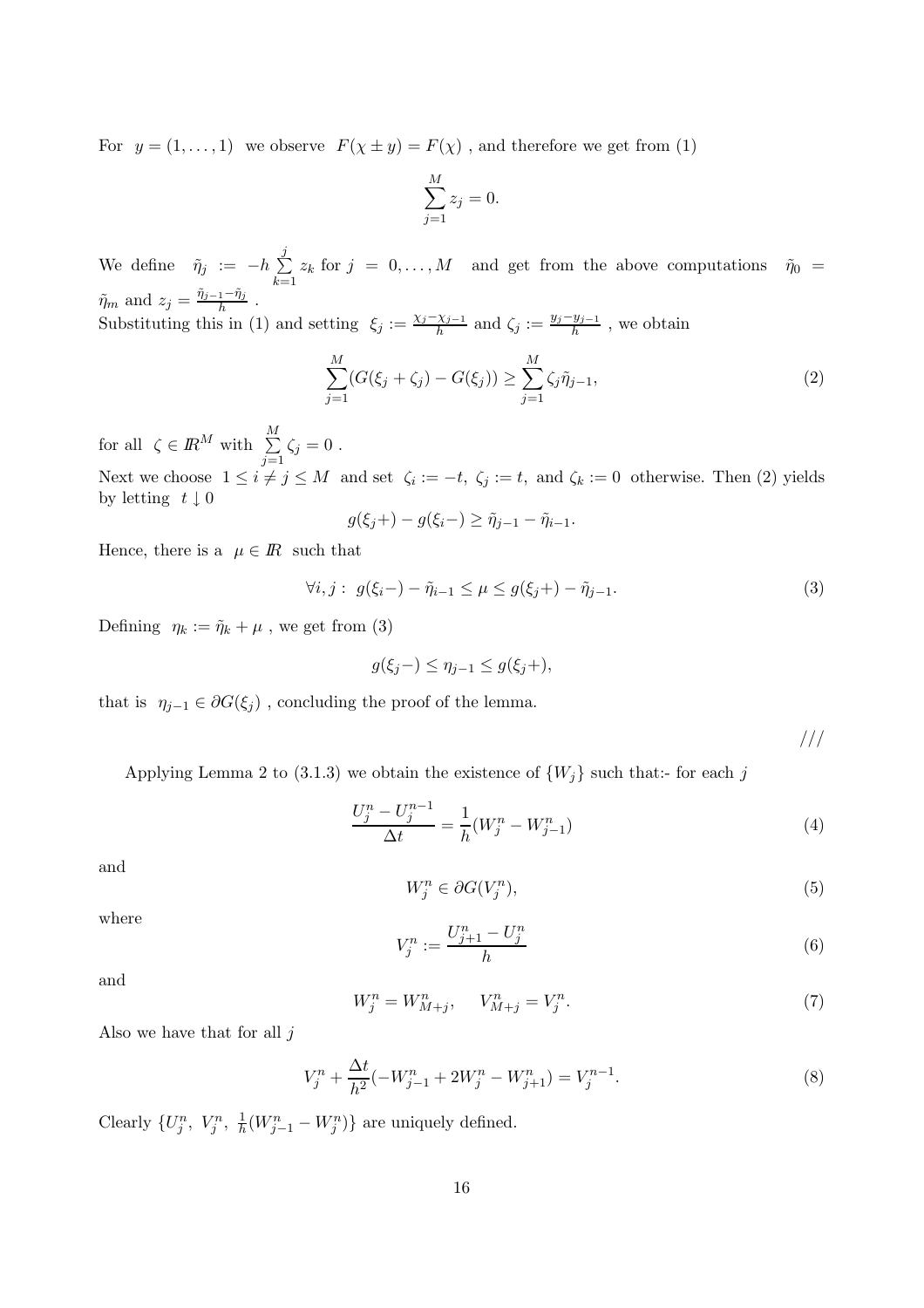For $y = (1, \ldots, 1)$ we observe $F(\chi \pm y) = F(\chi)$ , and therefore we get from (1)

$$\sum_{j=1}^{M} z_j = 0.$$

We define $\tilde{\eta}_j := -h \sum_{k=1}^{j} z_k$ for $j = 0, \ldots, M$ and get from the above computations $\tilde{\eta}_0 = \tilde{\eta}_m$ and $z_j = \frac{\tilde{\eta}_{j-1} - \tilde{\eta}_j}{h}$ .

Substituting this in (1) and setting $\xi_j := \frac{\chi_j - \chi_{j-1}}{h}$ and $\zeta_j := \frac{y_j - y_{j-1}}{h}$ , we obtain

$$\sum_{j=1}^{M} (G(\xi_j + \zeta_j) - G(\xi_j)) \geq \sum_{j=1}^{M} \zeta_j \tilde{\eta}_{j-1}, \tag{2}$$

for all $\zeta \in I\!R^M$ with $\sum_{j=1}^{M} \zeta_j = 0$ .

Next we choose $1 \leq i \neq j \leq M$ and set $\zeta_i := -t,\ \zeta_j := t,$ and $\zeta_k := 0$ otherwise. Then (2) yields by letting $t \downarrow 0$

$$g(\xi_j +) - g(\xi_i -) \geq \tilde{\eta}_{j-1} - \tilde{\eta}_{i-1}.$$

Hence, there is a $\mu \in I\!R$ such that

$$\forall i, j: \ g(\xi_i -) - \tilde{\eta}_{i-1} \leq \mu \leq g(\xi_j +) - \tilde{\eta}_{j-1}. \tag{3}$$

Defining $\eta_k := \tilde{\eta}_k + \mu$ , we get from (3)

$$g(\xi_j -) \leq \eta_{j-1} \leq g(\xi_j +),$$

that is $\eta_{j-1} \in \partial G(\xi_j)$ , concluding the proof of the lemma.

///

Applying Lemma 2 to (3.1.3) we obtain the existence of $\{W_j\}$ such that:- for each $j$

$$\frac{U_j^n - U_j^{n-1}}{\Delta t} = \frac{1}{h}(W_j^n - W_{j-1}^n) \tag{4}$$

and

$$W_j^n \in \partial G(V_j^n), \tag{5}$$

where

$$V_j^n := \frac{U_{j+1}^n - U_j^n}{h} \tag{6}$$

and

$$W_j^n = W_{M+j}^n, \quad V_{M+j}^n = V_j^n. \tag{7}$$

Also we have that for all $j$

$$V_j^n + \frac{\Delta t}{h^2}(-W_{j-1}^n + 2W_j^n - W_{j+1}^n) = V_j^{n-1}. \tag{8}$$

Clearly $\{U_j^n,\ V_j^n,\ \frac{1}{h}(W_{j-1}^n - W_j^n)\}$ are uniquely defined.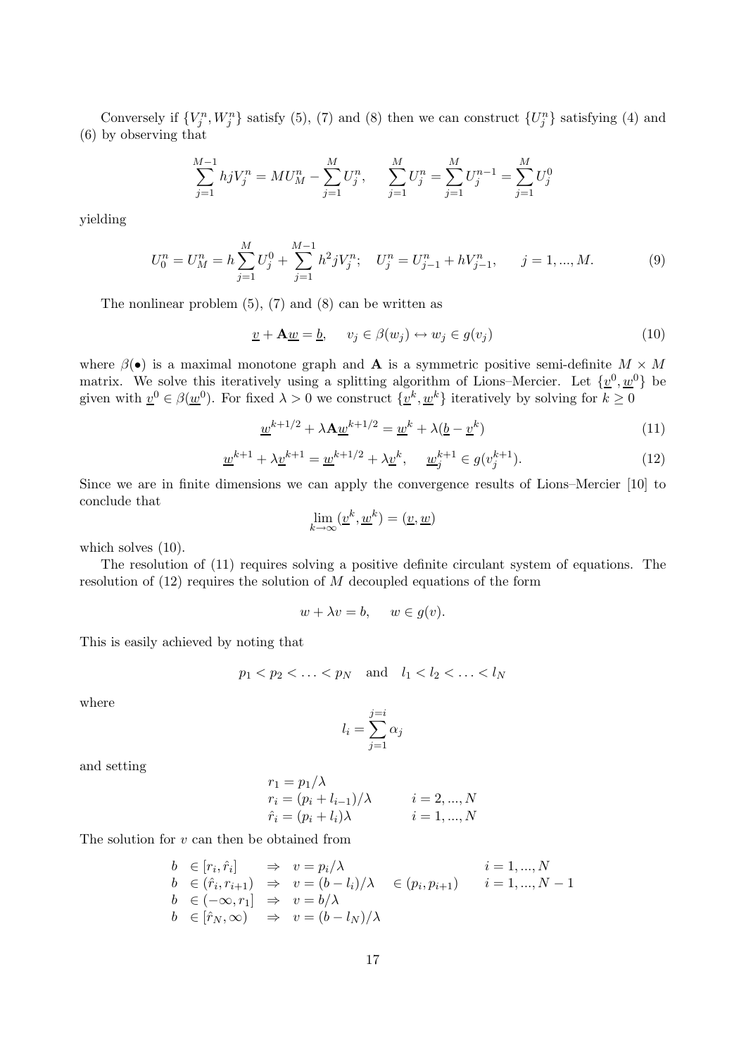Conversely if $\{V_j^n, W_j^n\}$ satisfy (5), (7) and (8) then we can construct $\{U_j^n\}$ satisfying (4) and (6) by observing that

$$\sum_{j=1}^{M-1} hjV_j^n = MU_M^n - \sum_{j=1}^{M} U_j^n, \qquad \sum_{j=1}^{M} U_j^n = \sum_{j=1}^{M} U_j^{n-1} = \sum_{j=1}^{M} U_j^0$$

yielding

$$U_0^n = U_M^n = h\sum_{j=1}^{M} U_j^0 + \sum_{j=1}^{M-1} h^2 jV_j^n; \quad U_j^n = U_{j-1}^n + hV_{j-1}^n, \qquad j = 1, ..., M. \tag{9}$$

The nonlinear problem (5), (7) and (8) can be written as

$$\underline{v} + \mathbf{A}\underline{w} = \underline{b}, \qquad v_j \in \beta(w_j) \leftrightarrow w_j \in g(v_j) \tag{10}$$

where $\beta(\bullet)$ is a maximal monotone graph and $\mathbf{A}$ is a symmetric positive semi-definite $M \times M$ matrix. We solve this iteratively using a splitting algorithm of Lions–Mercier. Let $\{\underline{v}^0, \underline{w}^0\}$ be given with $\underline{v}^0 \in \beta(\underline{w}^0)$. For fixed $\lambda > 0$ we construct $\{\underline{v}^k, \underline{w}^k\}$ iteratively by solving for $k \geq 0$

$$\underline{w}^{k+1/2} + \lambda\mathbf{A}\underline{w}^{k+1/2} = \underline{w}^k + \lambda(\underline{b} - \underline{v}^k) \tag{11}$$

$$\underline{w}^{k+1} + \lambda\underline{v}^{k+1} = \underline{w}^{k+1/2} + \lambda\underline{v}^k, \qquad \underline{w}_j^{k+1} \in g(v_j^{k+1}). \tag{12}$$

Since we are in finite dimensions we can apply the convergence results of Lions–Mercier [10] to conclude that

$$\lim_{k\to\infty}(\underline{v}^k, \underline{w}^k) = (\underline{v}, \underline{w})$$

which solves (10).

The resolution of (11) requires solving a positive definite circulant system of equations. The resolution of (12) requires the solution of $M$ decoupled equations of the form

$$w + \lambda v = b, \qquad w \in g(v).$$

This is easily achieved by noting that

$$p_1 < p_2 < \ldots < p_N \quad \text{and} \quad l_1 < l_2 < \ldots < l_N$$

where

$$l_i = \sum_{j=1}^{j=i} \alpha_j$$

and setting

$$\begin{aligned}
&r_1 = p_1/\lambda \\
&r_i = (p_i + l_{i-1})/\lambda \qquad && i = 2, ..., N \\
&\hat{r}_i = (p_i + l_i)\lambda \qquad && i = 1, ..., N
\end{aligned}$$

The solution for $v$ can then be obtained from

$$\begin{array}{llll}
b \in [r_i, \hat{r}_i] & \Rightarrow \; v = p_i/\lambda & & i = 1, ..., N \\
b \in (\hat{r}_i, r_{i+1}) & \Rightarrow \; v = (b - l_i)/\lambda & \in (p_i, p_{i+1}) & i = 1, ..., N-1 \\
b \in (-\infty, r_1] & \Rightarrow \; v = b/\lambda & & \\
b \in [\hat{r}_N, \infty) & \Rightarrow \; v = (b - l_N)/\lambda & &
\end{array}$$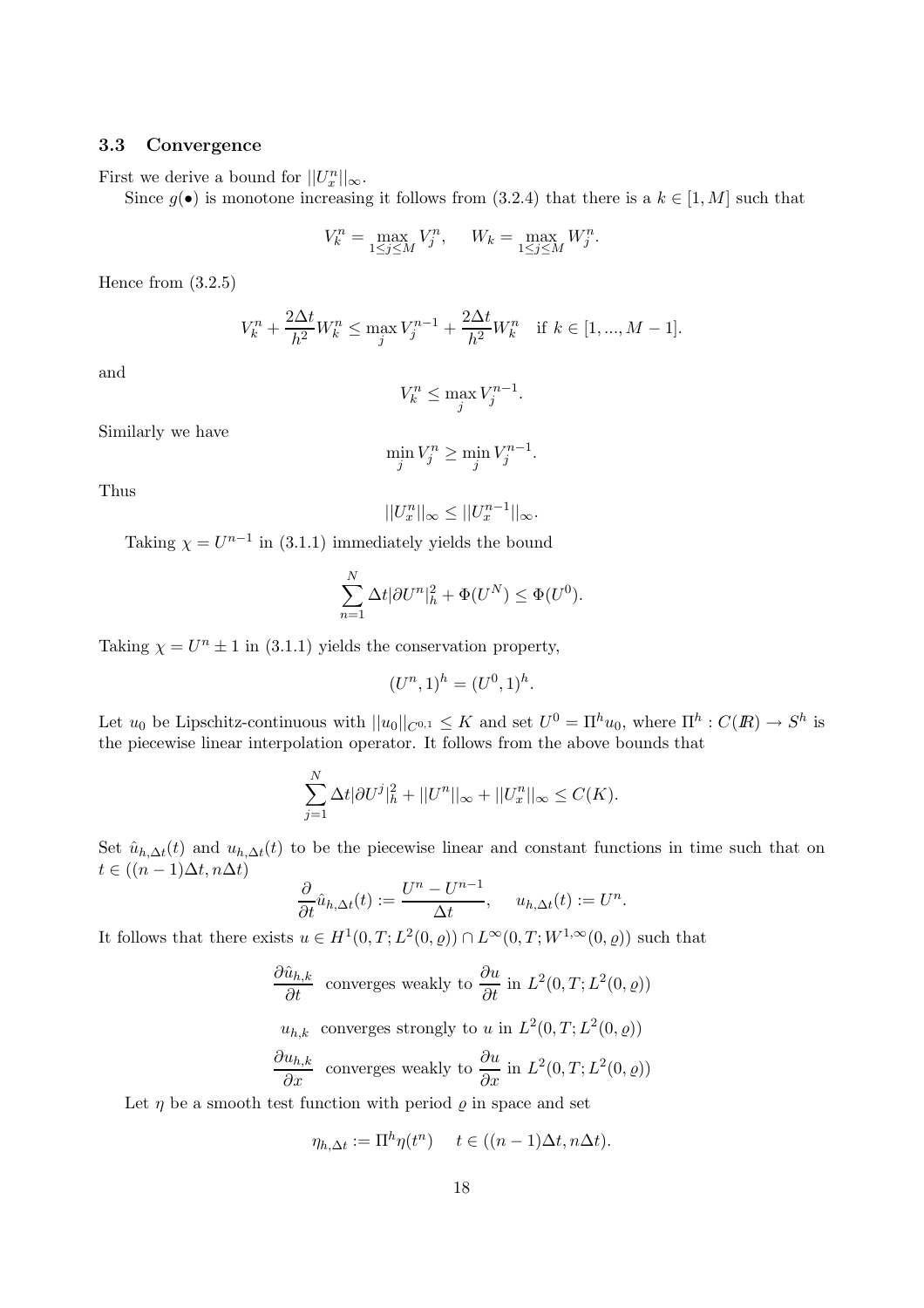### 3.3 Convergence

First we derive a bound for $||U_x^n||_\infty$.

Since $g(\bullet)$ is monotone increasing it follows from (3.2.4) that there is a $k \in [1, M]$ such that

$$V_k^n = \max_{1\le j\le M} V_j^n, \quad W_k = \max_{1\le j\le M} W_j^n.$$

Hence from (3.2.5)

$$V_k^n + \frac{2\Delta t}{h^2} W_k^n \le \max_j V_j^{n-1} + \frac{2\Delta t}{h^2} W_k^n \quad \text{if } k \in [1, ..., M-1].$$

and

$$V_k^n \le \max_j V_j^{n-1}.$$

Similarly we have

$$\min_j V_j^n \ge \min_j V_j^{n-1}.$$

Thus

$$||U_x^n||_\infty \le ||U_x^{n-1}||_\infty.$$

Taking $\chi = U^{n-1}$ in (3.1.1) immediately yields the bound

$$\sum_{n=1}^{N} \Delta t |\partial U^n|_h^2 + \Phi(U^N) \le \Phi(U^0).$$

Taking $\chi = U^n \pm 1$ in (3.1.1) yields the conservation property,

$$(U^n, 1)^h = (U^0, 1)^h.$$

Let $u_0$ be Lipschitz-continuous with $||u_0||_{C^{0,1}} \le K$ and set $U^0 = \Pi^h u_0$, where $\Pi^h : C(I\!R) \to S^h$ is the piecewise linear interpolation operator. It follows from the above bounds that

$$\sum_{j=1}^{N} \Delta t |\partial U^j|_h^2 + ||U^n||_\infty + ||U_x^n||_\infty \le C(K).$$

Set $\hat{u}_{h,\Delta t}(t)$ and $u_{h,\Delta t}(t)$ to be the piecewise linear and constant functions in time such that on $t \in ((n-1)\Delta t, n\Delta t)$

$$\frac{\partial}{\partial t}\hat{u}_{h,\Delta t}(t) := \frac{U^n - U^{n-1}}{\Delta t}, \quad u_{h,\Delta t}(t) := U^n.$$

It follows that there exists $u \in H^1(0,T; L^2(0,\varrho)) \cap L^\infty(0,T; W^{1,\infty}(0,\varrho))$ such that

$$\frac{\partial \hat{u}_{h,k}}{\partial t} \text{ converges weakly to } \frac{\partial u}{\partial t} \text{ in } L^2(0,T; L^2(0,\varrho))$$

$$u_{h,k} \text{ converges strongly to } u \text{ in } L^2(0,T; L^2(0,\varrho))$$

$$\frac{\partial u_{h,k}}{\partial x} \text{ converges weakly to } \frac{\partial u}{\partial x} \text{ in } L^2(0,T; L^2(0,\varrho))$$

Let $\eta$ be a smooth test function with period $\varrho$ in space and set

$$\eta_{h,\Delta t} := \Pi^h \eta(t^n) \quad t \in ((n-1)\Delta t, n\Delta t).$$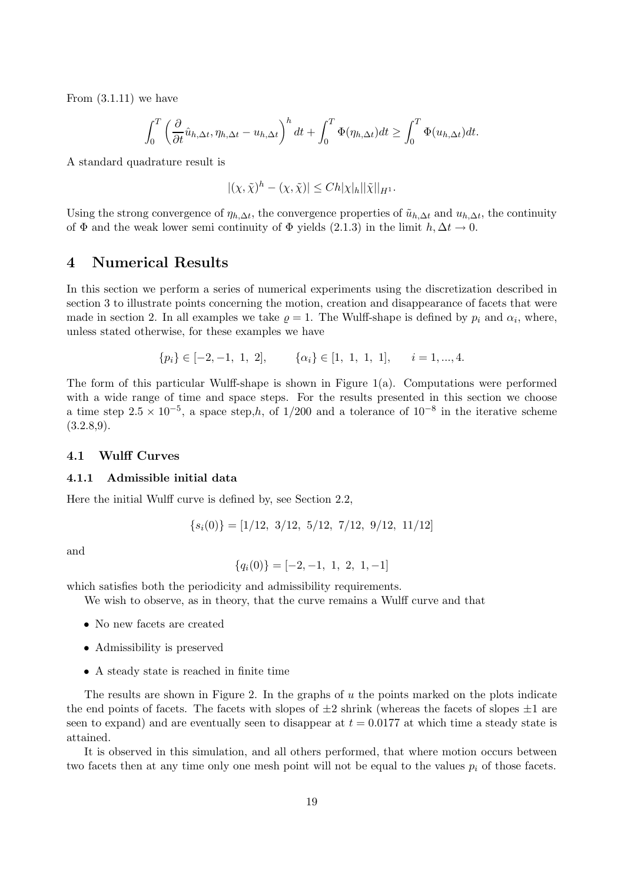From (3.1.11) we have

$$\int_0^T \left( \frac{\partial}{\partial t} \hat{u}_{h,\Delta t}, \eta_{h,\Delta t} - u_{h,\Delta t} \right)^h dt + \int_0^T \Phi(\eta_{h,\Delta t}) dt \geq \int_0^T \Phi(u_{h,\Delta t}) dt.$$

A standard quadrature result is

$$|(\chi, \tilde{\chi})^h - (\chi, \tilde{\chi})| \leq Ch|\chi|_h ||\tilde{\chi}||_{H^1}.$$

Using the strong convergence of $\eta_{h,\Delta t}$, the convergence properties of $\tilde{u}_{h,\Delta t}$ and $u_{h,\Delta t}$, the continuity of $\Phi$ and the weak lower semi continuity of $\Phi$ yields (2.1.3) in the limit $h, \Delta t \to 0$.

# 4 Numerical Results

In this section we perform a series of numerical experiments using the discretization described in section 3 to illustrate points concerning the motion, creation and disappearance of facets that were made in section 2. In all examples we take $\varrho = 1$. The Wulff-shape is defined by $p_i$ and $\alpha_i$, where, unless stated otherwise, for these examples we have

$$\{p_i\} \in [-2, -1,\ 1,\ 2], \qquad \{\alpha_i\} \in [1,\ 1,\ 1,\ 1], \qquad i = 1, ..., 4.$$

The form of this particular Wulff-shape is shown in Figure 1(a). Computations were performed with a wide range of time and space steps. For the results presented in this section we choose a time step $2.5 \times 10^{-5}$, a space step,$h$, of $1/200$ and a tolerance of $10^{-8}$ in the iterative scheme (3.2.8,9).

## 4.1 Wulff Curves

### 4.1.1 Admissible initial data

Here the initial Wulff curve is defined by, see Section 2.2,

$$\{s_i(0)\} = [1/12,\ 3/12,\ 5/12,\ 7/12,\ 9/12,\ 11/12]$$

and

$$\{q_i(0)\} = [-2, -1,\ 1,\ 2,\ 1, -1]$$

which satisfies both the periodicity and admissibility requirements.

We wish to observe, as in theory, that the curve remains a Wulff curve and that

- No new facets are created
- Admissibility is preserved
- A steady state is reached in finite time

The results are shown in Figure 2. In the graphs of $u$ the points marked on the plots indicate the end points of facets. The facets with slopes of $\pm 2$ shrink (whereas the facets of slopes $\pm 1$ are seen to expand) and are eventually seen to disappear at $t = 0.0177$ at which time a steady state is attained.

It is observed in this simulation, and all others performed, that where motion occurs between two facets then at any time only one mesh point will not be equal to the values $p_i$ of those facets.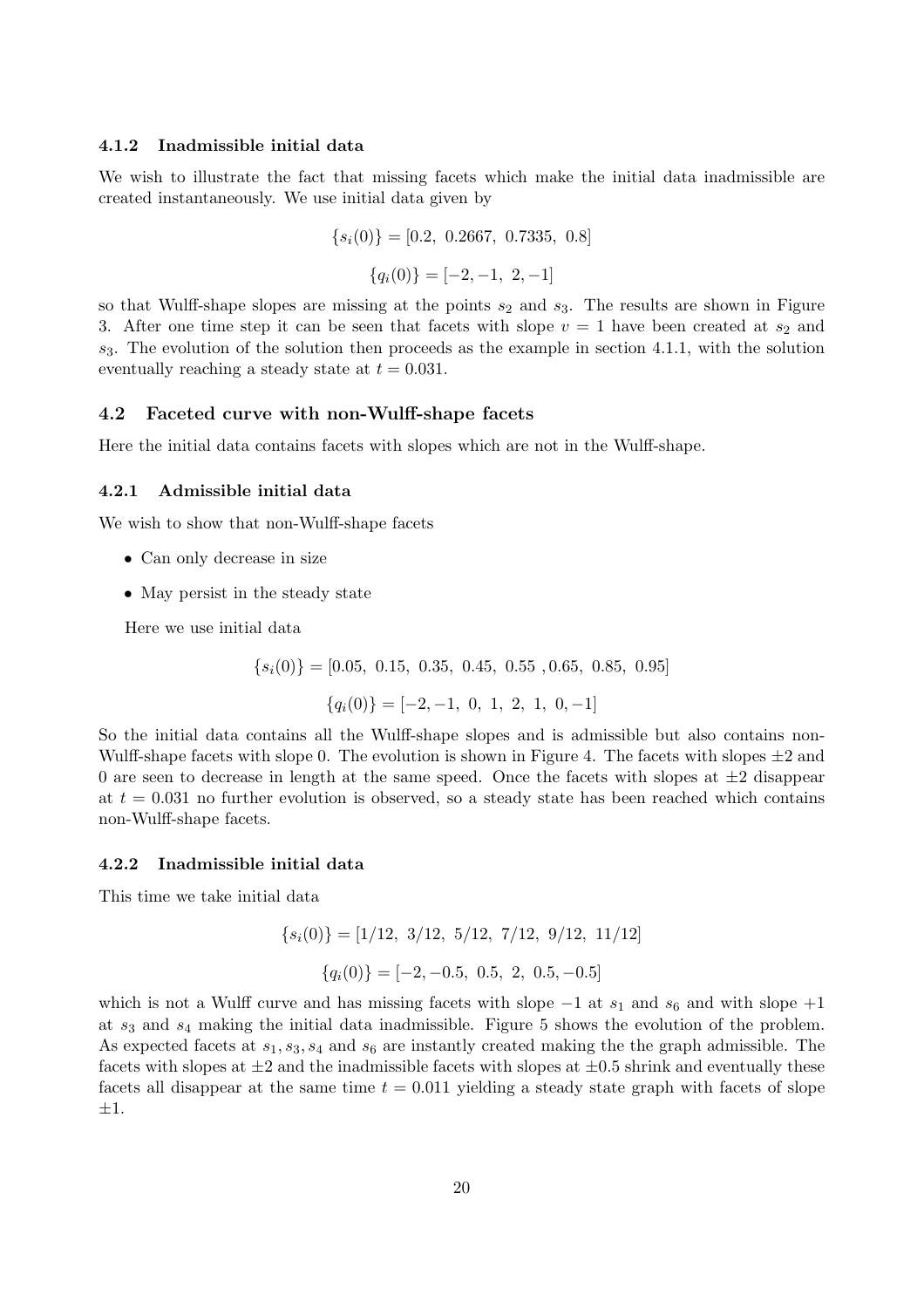#### 4.1.2 Inadmissible initial data

We wish to illustrate the fact that missing facets which make the initial data inadmissible are created instantaneously. We use initial data given by

$$\{s_i(0)\} = [0.2,\ 0.2667,\ 0.7335,\ 0.8]$$

$$\{q_i(0)\} = [-2, -1,\ 2, -1]$$

so that Wulff-shape slopes are missing at the points $s_2$ and $s_3$. The results are shown in Figure 3. After one time step it can be seen that facets with slope $v = 1$ have been created at $s_2$ and $s_3$. The evolution of the solution then proceeds as the example in section 4.1.1, with the solution eventually reaching a steady state at $t = 0.031$.

### 4.2 Faceted curve with non-Wulff-shape facets

Here the initial data contains facets with slopes which are not in the Wulff-shape.

#### 4.2.1 Admissible initial data

We wish to show that non-Wulff-shape facets

- Can only decrease in size
- May persist in the steady state

Here we use initial data

$$\{s_i(0)\} = [0.05,\ 0.15,\ 0.35,\ 0.45,\ 0.55\ ,0.65,\ 0.85,\ 0.95]$$

$$\{q_i(0)\} = [-2, -1,\ 0,\ 1,\ 2,\ 1,\ 0, -1]$$

So the initial data contains all the Wulff-shape slopes and is admissible but also contains non-Wulff-shape facets with slope 0. The evolution is shown in Figure 4. The facets with slopes $\pm 2$ and 0 are seen to decrease in length at the same speed. Once the facets with slopes at $\pm 2$ disappear at $t = 0.031$ no further evolution is observed, so a steady state has been reached which contains non-Wulff-shape facets.

#### 4.2.2 Inadmissible initial data

This time we take initial data

$$\{s_i(0)\} = [1/12,\ 3/12,\ 5/12,\ 7/12,\ 9/12,\ 11/12]$$

$$\{q_i(0)\} = [-2, -0.5,\ 0.5,\ 2,\ 0.5, -0.5]$$

which is not a Wulff curve and has missing facets with slope $-1$ at $s_1$ and $s_6$ and with slope $+1$ at $s_3$ and $s_4$ making the initial data inadmissible. Figure 5 shows the evolution of the problem. As expected facets at $s_1, s_3, s_4$ and $s_6$ are instantly created making the the graph admissible. The facets with slopes at $\pm 2$ and the inadmissible facets with slopes at $\pm 0.5$ shrink and eventually these facets all disappear at the same time $t = 0.011$ yielding a steady state graph with facets of slope $\pm 1$.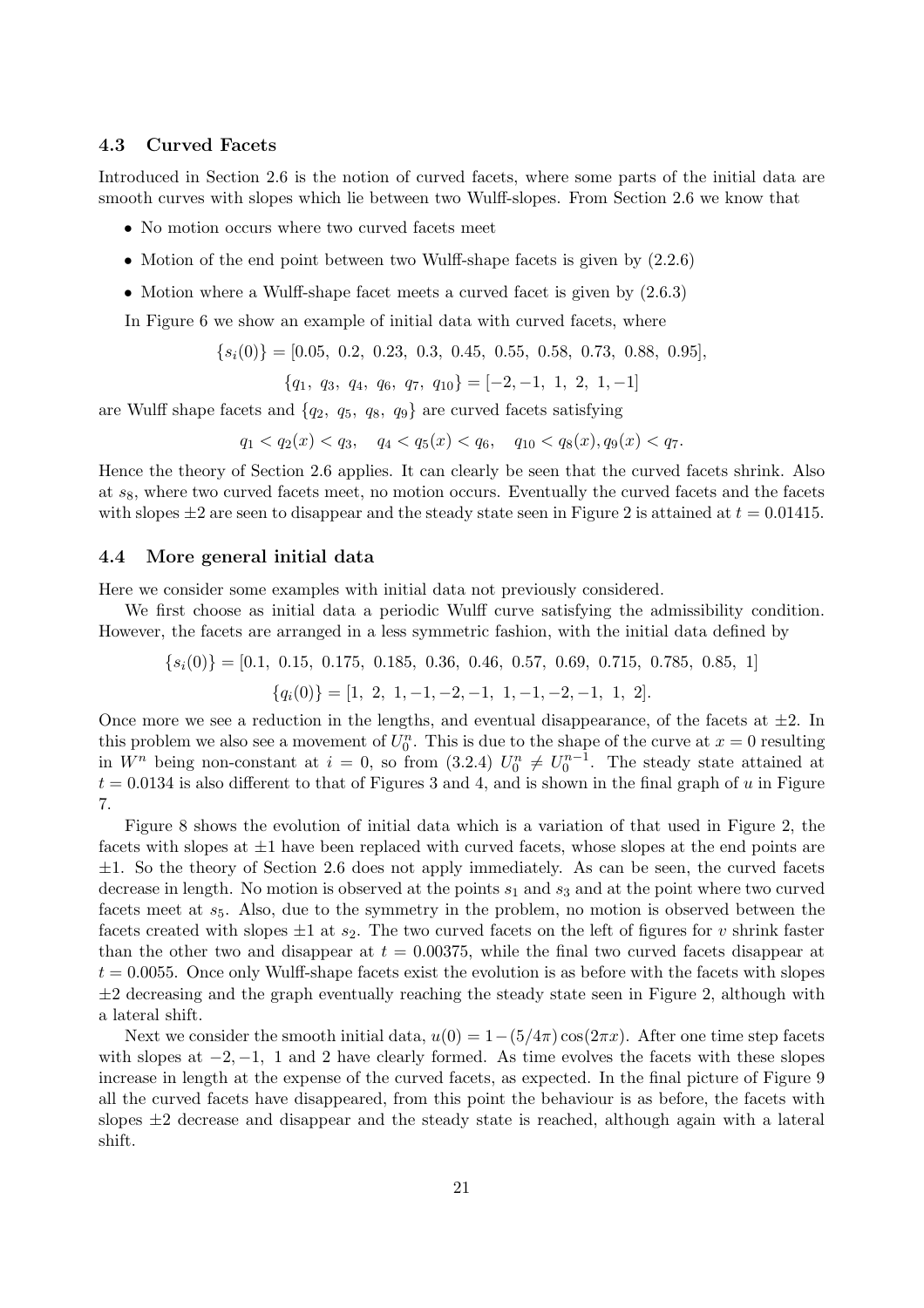### 4.3 Curved Facets

Introduced in Section 2.6 is the notion of curved facets, where some parts of the initial data are smooth curves with slopes which lie between two Wulff-slopes. From Section 2.6 we know that

- No motion occurs where two curved facets meet
- Motion of the end point between two Wulff-shape facets is given by (2.2.6)
- Motion where a Wulff-shape facet meets a curved facet is given by (2.6.3)

In Figure 6 we show an example of initial data with curved facets, where

$$\{s_i(0)\} = [0.05,\ 0.2,\ 0.23,\ 0.3,\ 0.45,\ 0.55,\ 0.58,\ 0.73,\ 0.88,\ 0.95],$$

$$\{q_1,\ q_3,\ q_4,\ q_6,\ q_7,\ q_{10}\} = [-2, -1,\ 1,\ 2,\ 1, -1]$$

are Wulff shape facets and $\{q_2,\ q_5,\ q_8,\ q_9\}$ are curved facets satisfying

$$q_1 < q_2(x) < q_3, \quad q_4 < q_5(x) < q_6, \quad q_{10} < q_8(x), q_9(x) < q_7.$$

Hence the theory of Section 2.6 applies. It can clearly be seen that the curved facets shrink. Also at $s_8$, where two curved facets meet, no motion occurs. Eventually the curved facets and the facets with slopes $\pm 2$ are seen to disappear and the steady state seen in Figure 2 is attained at $t = 0.01415$.

### 4.4 More general initial data

Here we consider some examples with initial data not previously considered.

We first choose as initial data a periodic Wulff curve satisfying the admissibility condition. However, the facets are arranged in a less symmetric fashion, with the initial data defined by

$$\{s_i(0)\} = [0.1,\ 0.15,\ 0.175,\ 0.185,\ 0.36,\ 0.46,\ 0.57,\ 0.69,\ 0.715,\ 0.785,\ 0.85,\ 1]$$

$$\{q_i(0)\} = [1,\ 2,\ 1, -1, -2, -1,\ 1, -1, -2, -1,\ 1,\ 2].$$

Once more we see a reduction in the lengths, and eventual disappearance, of the facets at $\pm 2$. In this problem we also see a movement of $U_0^n$. This is due to the shape of the curve at $x = 0$ resulting in $W^n$ being non-constant at $i = 0$, so from (3.2.4) $U_0^n \neq U_0^{n-1}$. The steady state attained at $t = 0.0134$ is also different to that of Figures 3 and 4, and is shown in the final graph of $u$ in Figure 7.

Figure 8 shows the evolution of initial data which is a variation of that used in Figure 2, the facets with slopes at $\pm 1$ have been replaced with curved facets, whose slopes at the end points are $\pm 1$. So the theory of Section 2.6 does not apply immediately. As can be seen, the curved facets decrease in length. No motion is observed at the points $s_1$ and $s_3$ and at the point where two curved facets meet at $s_5$. Also, due to the symmetry in the problem, no motion is observed between the facets created with slopes $\pm 1$ at $s_2$. The two curved facets on the left of figures for $v$ shrink faster than the other two and disappear at $t = 0.00375$, while the final two curved facets disappear at $t = 0.0055$. Once only Wulff-shape facets exist the evolution is as before with the facets with slopes $\pm 2$ decreasing and the graph eventually reaching the steady state seen in Figure 2, although with a lateral shift.

Next we consider the smooth initial data, $u(0) = 1 - (5/4\pi)\cos(2\pi x)$. After one time step facets with slopes at $-2, -1,$ 1 and 2 have clearly formed. As time evolves the facets with these slopes increase in length at the expense of the curved facets, as expected. In the final picture of Figure 9 all the curved facets have disappeared, from this point the behaviour is as before, the facets with slopes $\pm 2$ decrease and disappear and the steady state is reached, although again with a lateral shift.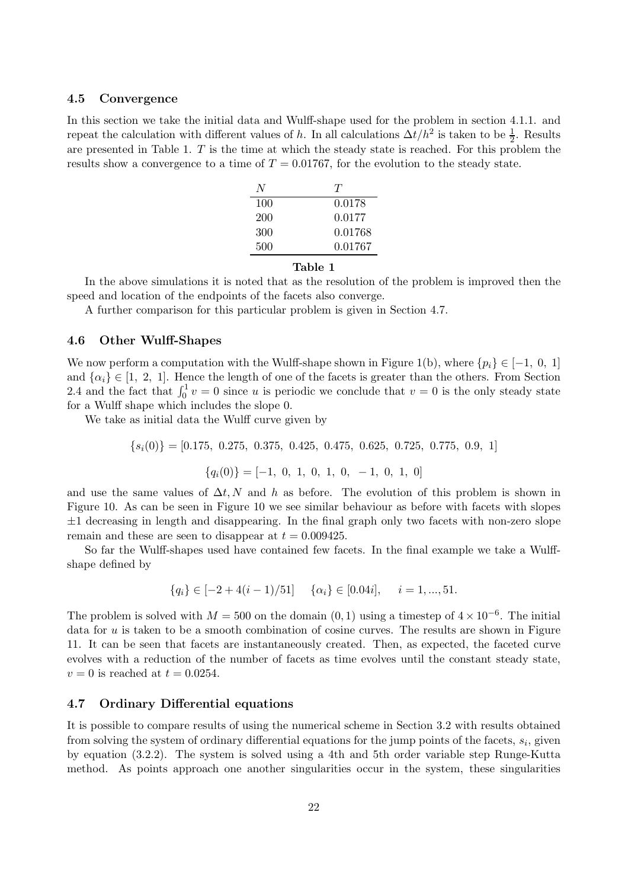### 4.5 Convergence

In this section we take the initial data and Wulff-shape used for the problem in section 4.1.1. and repeat the calculation with different values of $h$. In all calculations $\Delta t/h^2$ is taken to be $\frac{1}{2}$. Results are presented in Table 1. $T$ is the time at which the steady state is reached. For this problem the results show a convergence to a time of $T = 0.01767$, for the evolution to the steady state.

| $N$ | $T$ |
| --- | --- |
| 100 | 0.0178 |
| 200 | 0.0177 |
| 300 | 0.01768 |
| 500 | 0.01767 |

**Table 1**

In the above simulations it is noted that as the resolution of the problem is improved then the speed and location of the endpoints of the facets also converge.

A further comparison for this particular problem is given in Section 4.7.

### 4.6 Other Wulff-Shapes

We now perform a computation with the Wulff-shape shown in Figure 1(b), where $\{p_i\} \in [-1,\ 0,\ 1]$ and $\{\alpha_i\} \in [1,\ 2,\ 1]$. Hence the length of one of the facets is greater than the others. From Section 2.4 and the fact that $\int_0^1 v = 0$ since $u$ is periodic we conclude that $v = 0$ is the only steady state for a Wulff shape which includes the slope 0.

We take as initial data the Wulff curve given by

$$\{s_i(0)\} = [0.175,\ 0.275,\ 0.375,\ 0.425,\ 0.475,\ 0.625,\ 0.725,\ 0.775,\ 0.9,\ 1]$$

$$\{q_i(0)\} = [-1,\ 0,\ 1,\ 0,\ 1,\ 0,\ -1,\ 0,\ 1,\ 0]$$

and use the same values of $\Delta t, N$ and $h$ as before. The evolution of this problem is shown in Figure 10. As can be seen in Figure 10 we see similar behaviour as before with facets with slopes $\pm 1$ decreasing in length and disappearing. In the final graph only two facets with non-zero slope remain and these are seen to disappear at $t = 0.009425$.

So far the Wulff-shapes used have contained few facets. In the final example we take a Wulff-shape defined by

$$\{q_i\} \in [-2 + 4(i-1)/51] \quad \{\alpha_i\} \in [0.04i], \quad i = 1, ..., 51.$$

The problem is solved with $M = 500$ on the domain $(0, 1)$ using a timestep of $4 \times 10^{-6}$. The initial data for $u$ is taken to be a smooth combination of cosine curves. The results are shown in Figure 11. It can be seen that facets are instantaneously created. Then, as expected, the faceted curve evolves with a reduction of the number of facets as time evolves until the constant steady state, $v = 0$ is reached at $t = 0.0254$.

### 4.7 Ordinary Differential equations

It is possible to compare results of using the numerical scheme in Section 3.2 with results obtained from solving the system of ordinary differential equations for the jump points of the facets, $s_i$, given by equation (3.2.2). The system is solved using a 4th and 5th order variable step Runge-Kutta method. As points approach one another singularities occur in the system, these singularities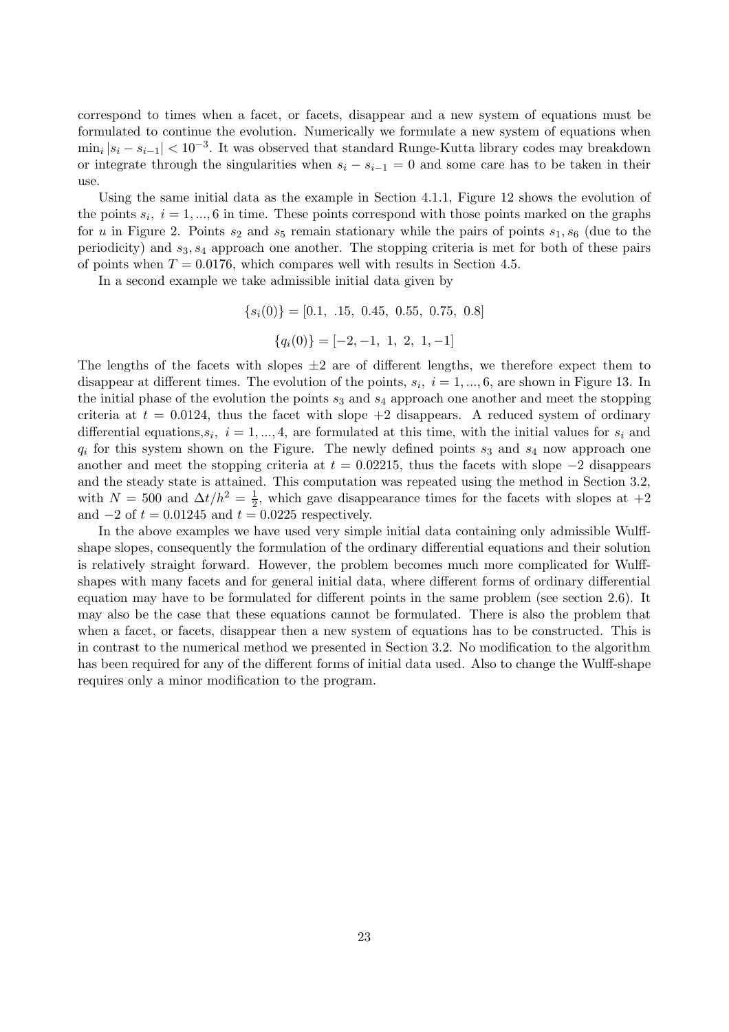correspond to times when a facet, or facets, disappear and a new system of equations must be formulated to continue the evolution. Numerically we formulate a new system of equations when $\min_i |s_i - s_{i-1}| < 10^{-3}$. It was observed that standard Runge-Kutta library codes may breakdown or integrate through the singularities when $s_i - s_{i-1} = 0$ and some care has to be taken in their use.

Using the same initial data as the example in Section 4.1.1, Figure 12 shows the evolution of the points $s_i,\ i = 1, ..., 6$ in time. These points correspond with those points marked on the graphs for $u$ in Figure 2. Points $s_2$ and $s_5$ remain stationary while the pairs of points $s_1, s_6$ (due to the periodicity) and $s_3, s_4$ approach one another. The stopping criteria is met for both of these pairs of points when $T = 0.0176$, which compares well with results in Section 4.5.

In a second example we take admissible initial data given by

$$\{s_i(0)\} = [0.1,\ .15,\ 0.45,\ 0.55,\ 0.75,\ 0.8]$$

$$\{q_i(0)\} = [-2, -1,\ 1,\ 2,\ 1, -1]$$

The lengths of the facets with slopes $\pm 2$ are of different lengths, we therefore expect them to disappear at different times. The evolution of the points, $s_i,\ i = 1, ..., 6$, are shown in Figure 13. In the initial phase of the evolution the points $s_3$ and $s_4$ approach one another and meet the stopping criteria at $t = 0.0124$, thus the facet with slope $+2$ disappears. A reduced system of ordinary differential equations,$s_i,\ i = 1, ..., 4$, are formulated at this time, with the initial values for $s_i$ and $q_i$ for this system shown on the Figure. The newly defined points $s_3$ and $s_4$ now approach one another and meet the stopping criteria at $t = 0.02215$, thus the facets with slope $-2$ disappears and the steady state is attained. This computation was repeated using the method in Section 3.2, with $N = 500$ and $\Delta t/h^2 = \frac{1}{2}$, which gave disappearance times for the facets with slopes at $+2$ and $-2$ of $t = 0.01245$ and $t = 0.0225$ respectively.

In the above examples we have used very simple initial data containing only admissible Wulff-shape slopes, consequently the formulation of the ordinary differential equations and their solution is relatively straight forward. However, the problem becomes much more complicated for Wulff-shapes with many facets and for general initial data, where different forms of ordinary differential equation may have to be formulated for different points in the same problem (see section 2.6). It may also be the case that these equations cannot be formulated. There is also the problem that when a facet, or facets, disappear then a new system of equations has to be constructed. This is in contrast to the numerical method we presented in Section 3.2. No modification to the algorithm has been required for any of the different forms of initial data used. Also to change the Wulff-shape requires only a minor modification to the program.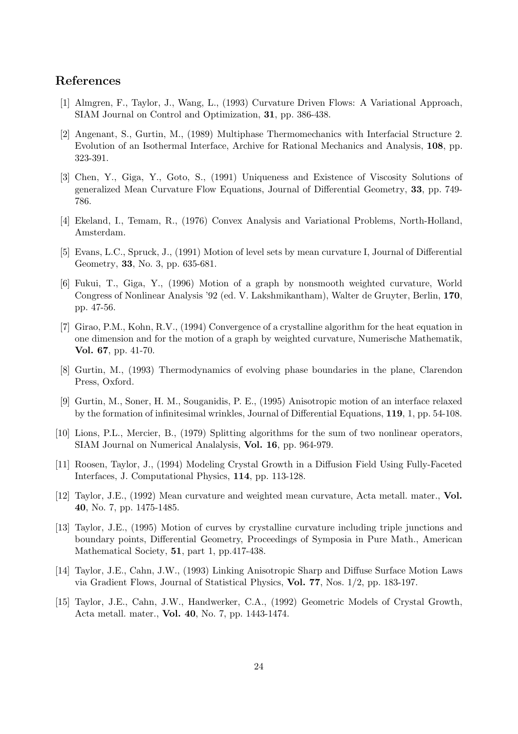## References

[1] Almgren, F., Taylor, J., Wang, L., (1993) Curvature Driven Flows: A Variational Approach, SIAM Journal on Control and Optimization, **31**, pp. 386-438.

[2] Angenant, S., Gurtin, M., (1989) Multiphase Thermomechanics with Interfacial Structure 2. Evolution of an Isothermal Interface, Archive for Rational Mechanics and Analysis, **108**, pp. 323-391.

[3] Chen, Y., Giga, Y., Goto, S., (1991) Uniqueness and Existence of Viscosity Solutions of generalized Mean Curvature Flow Equations, Journal of Differential Geometry, **33**, pp. 749-786.

[4] Ekeland, I., Temam, R., (1976) Convex Analysis and Variational Problems, North-Holland, Amsterdam.

[5] Evans, L.C., Spruck, J., (1991) Motion of level sets by mean curvature I, Journal of Differential Geometry, **33**, No. 3, pp. 635-681.

[6] Fukui, T., Giga, Y., (1996) Motion of a graph by nonsmooth weighted curvature, World Congress of Nonlinear Analysis '92 (ed. V. Lakshmikantham), Walter de Gruyter, Berlin, **170**, pp. 47-56.

[7] Girao, P.M., Kohn, R.V., (1994) Convergence of a crystalline algorithm for the heat equation in one dimension and for the motion of a graph by weighted curvature, Numerische Mathematik, **Vol. 67**, pp. 41-70.

[8] Gurtin, M., (1993) Thermodynamics of evolving phase boundaries in the plane, Clarendon Press, Oxford.

[9] Gurtin, M., Soner, H. M., Souganidis, P. E., (1995) Anisotropic motion of an interface relaxed by the formation of infinitesimal wrinkles, Journal of Differential Equations, **119**, 1, pp. 54-108.

[10] Lions, P.L., Mercier, B., (1979) Splitting algorithms for the sum of two nonlinear operators, SIAM Journal on Numerical Analalysis, **Vol. 16**, pp. 964-979.

[11] Roosen, Taylor, J., (1994) Modeling Crystal Growth in a Diffusion Field Using Fully-Faceted Interfaces, J. Computational Physics, **114**, pp. 113-128.

[12] Taylor, J.E., (1992) Mean curvature and weighted mean curvature, Acta metall. mater., **Vol. 40**, No. 7, pp. 1475-1485.

[13] Taylor, J.E., (1995) Motion of curves by crystalline curvature including triple junctions and boundary points, Differential Geometry, Proceedings of Symposia in Pure Math., American Mathematical Society, **51**, part 1, pp.417-438.

[14] Taylor, J.E., Cahn, J.W., (1993) Linking Anisotropic Sharp and Diffuse Surface Motion Laws via Gradient Flows, Journal of Statistical Physics, **Vol. 77**, Nos. 1/2, pp. 183-197.

[15] Taylor, J.E., Cahn, J.W., Handwerker, C.A., (1992) Geometric Models of Crystal Growth, Acta metall. mater., **Vol. 40**, No. 7, pp. 1443-1474.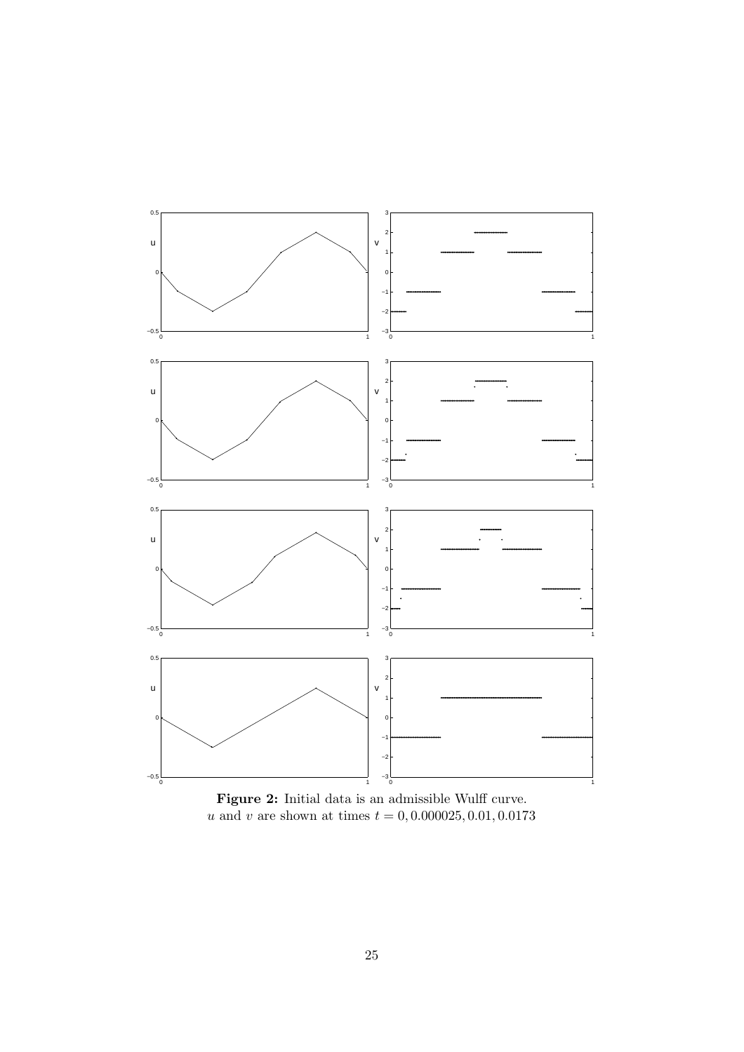**Figure 2:** Initial data is an admissible Wulff curve.
$u$ and $v$ are shown at times $t = 0, 0.000025, 0.01, 0.0173$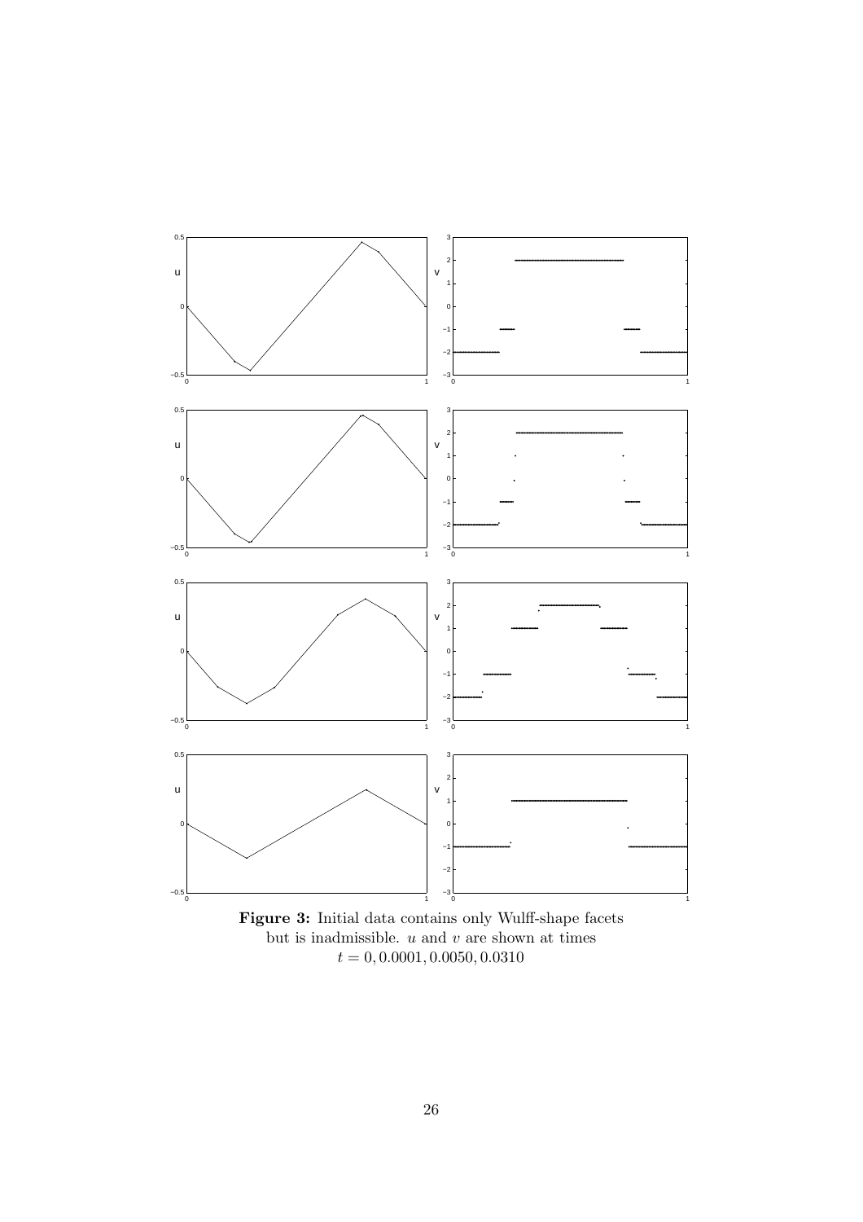**Figure 3:** Initial data contains only Wulff-shape facets but is inadmissible. $u$ and $v$ are shown at times $t = 0, 0.0001, 0.0050, 0.0310$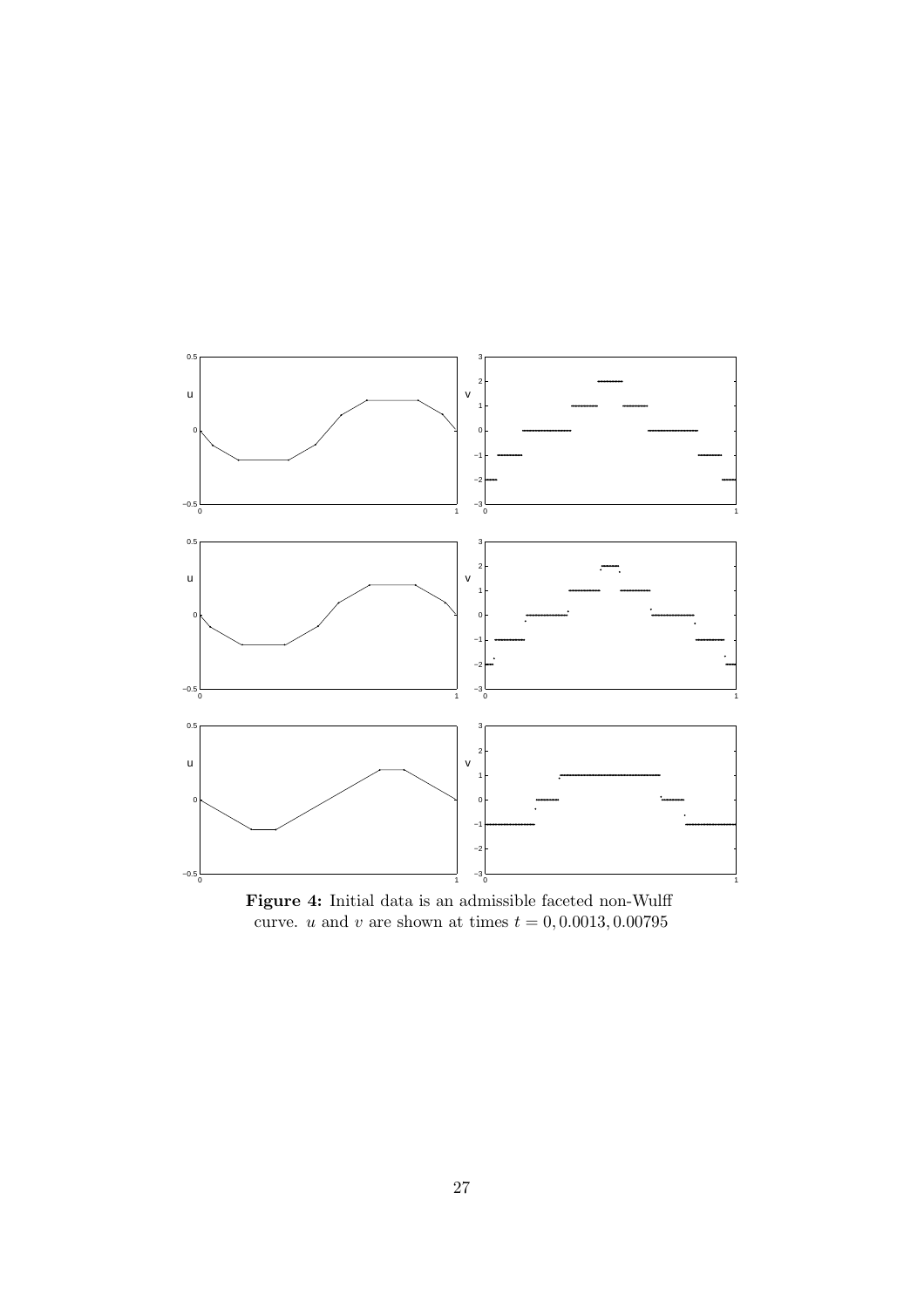**Figure 4:** Initial data is an admissible faceted non-Wulff curve. $u$ and $v$ are shown at times $t = 0, 0.0013, 0.00795$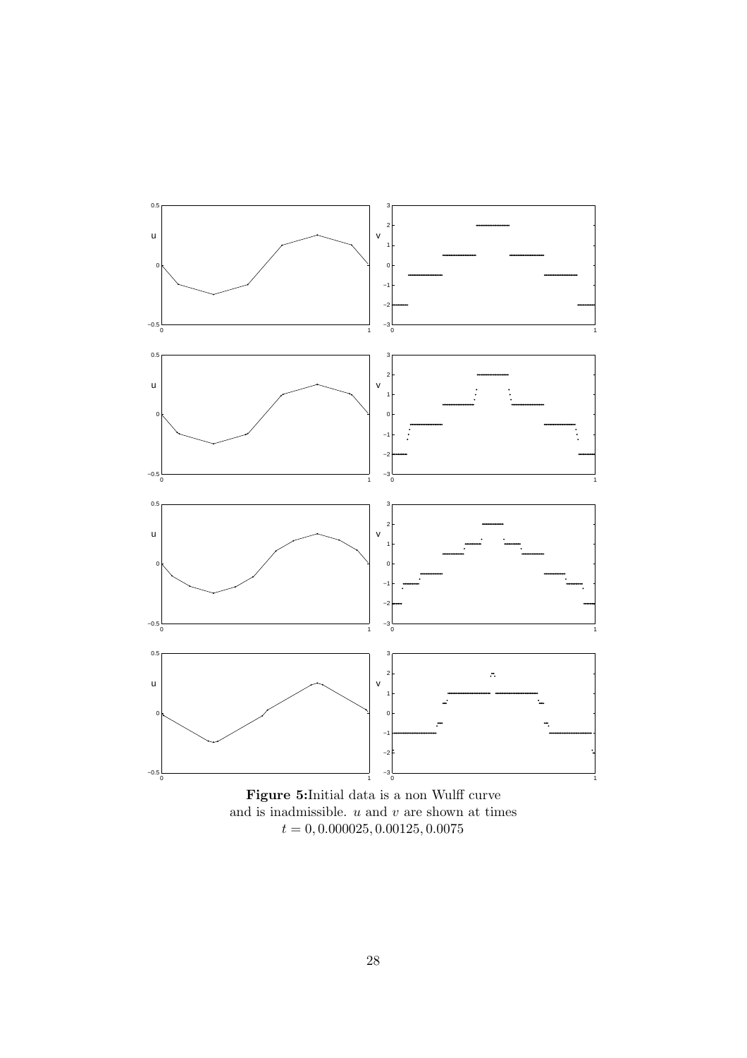**Figure 5:**Initial data is a non Wulff curve and is inadmissible. $u$ and $v$ are shown at times $t = 0, 0.000025, 0.00125, 0.0075$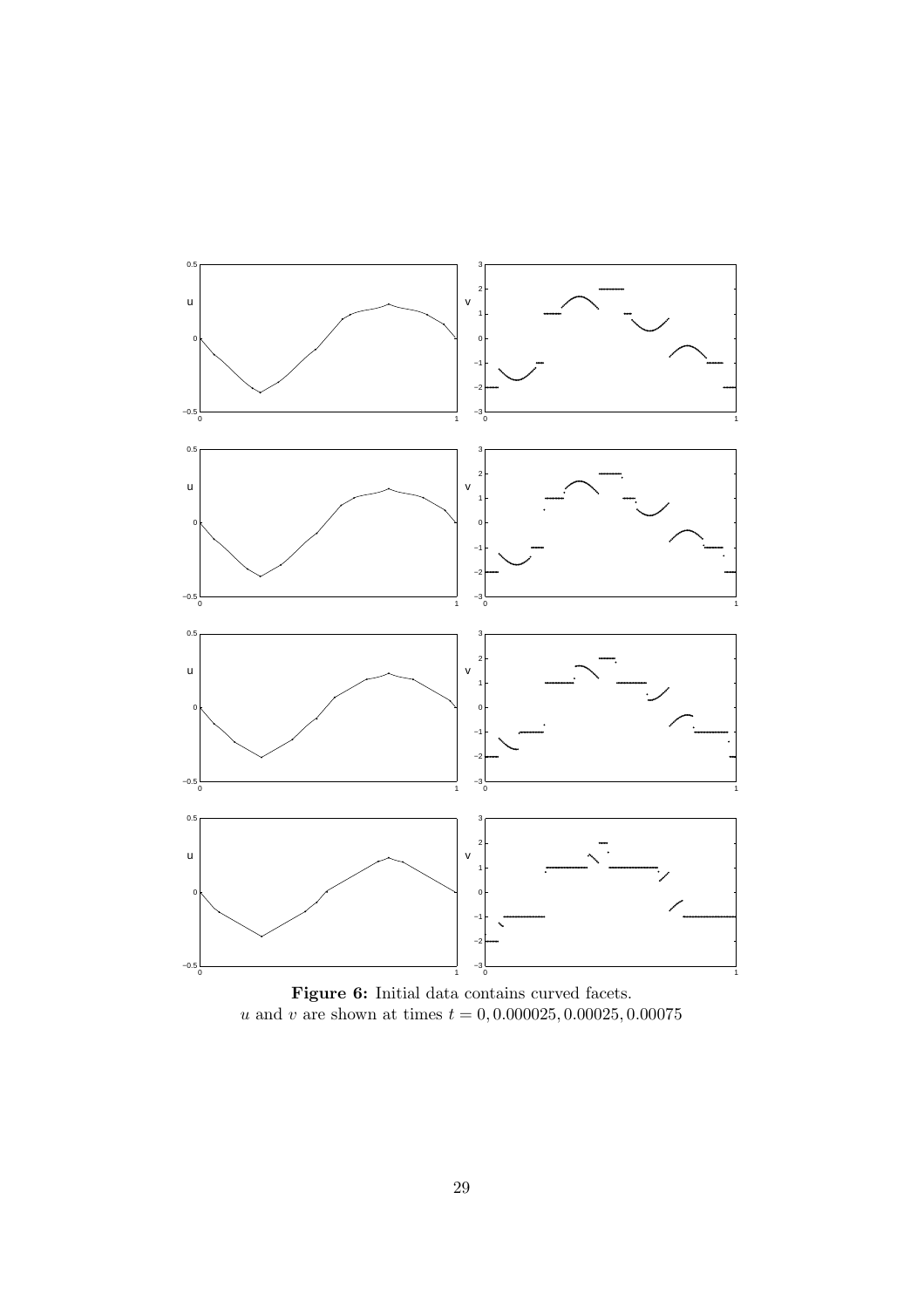**Figure 6:** Initial data contains curved facets.
$u$ and $v$ are shown at times $t = 0, 0.000025, 0.00025, 0.00075$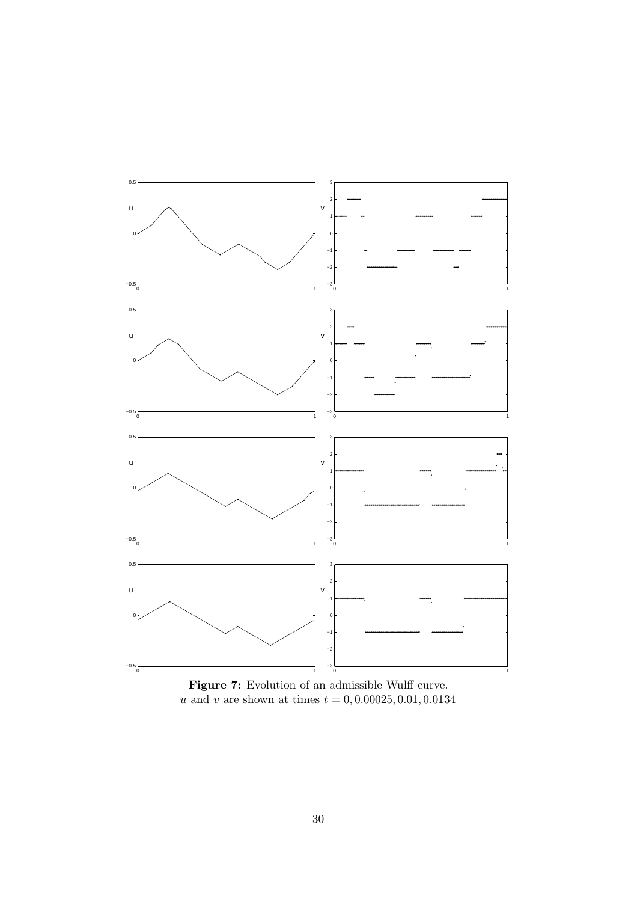**Figure 7:** Evolution of an admissible Wulff curve.
$u$ and $v$ are shown at times $t = 0, 0.00025, 0.01, 0.0134$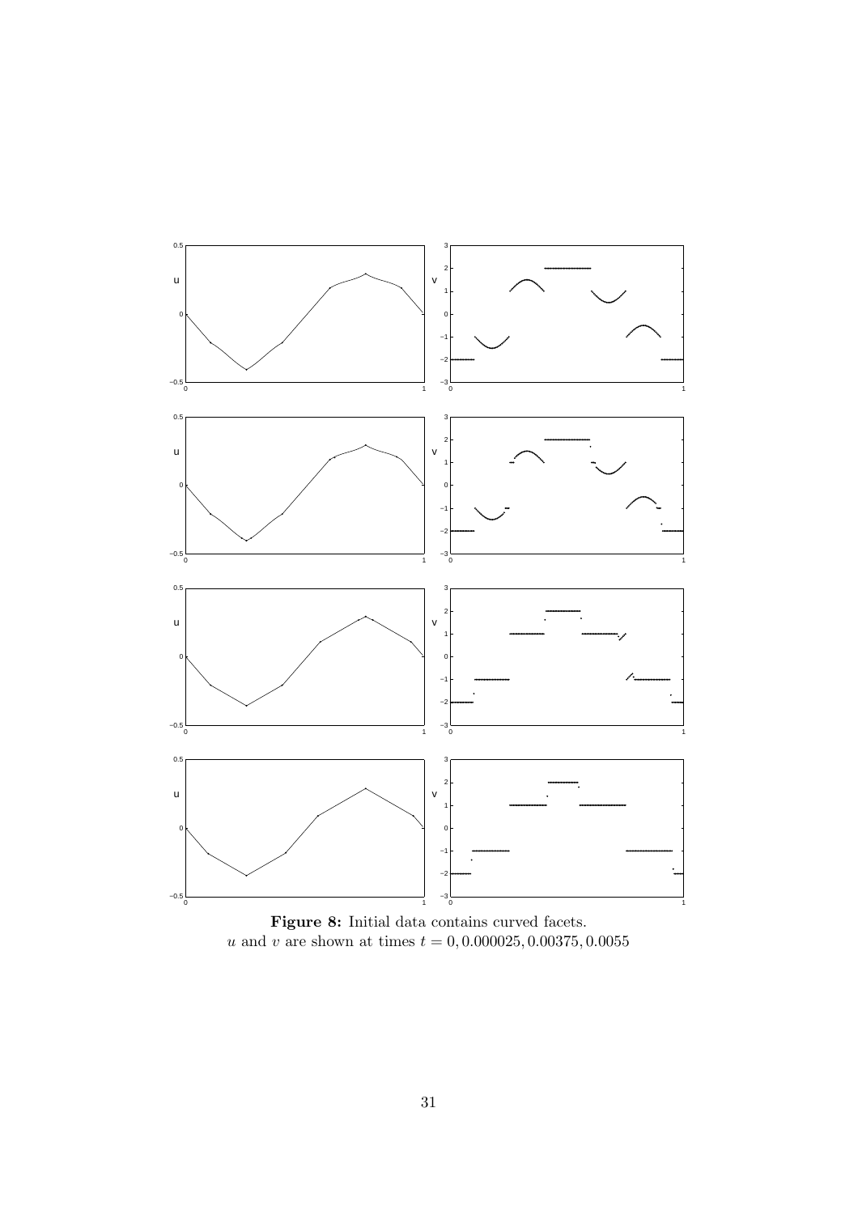**Figure 8:** Initial data contains curved facets.
$u$ and $v$ are shown at times $t = 0, 0.000025, 0.00375, 0.0055$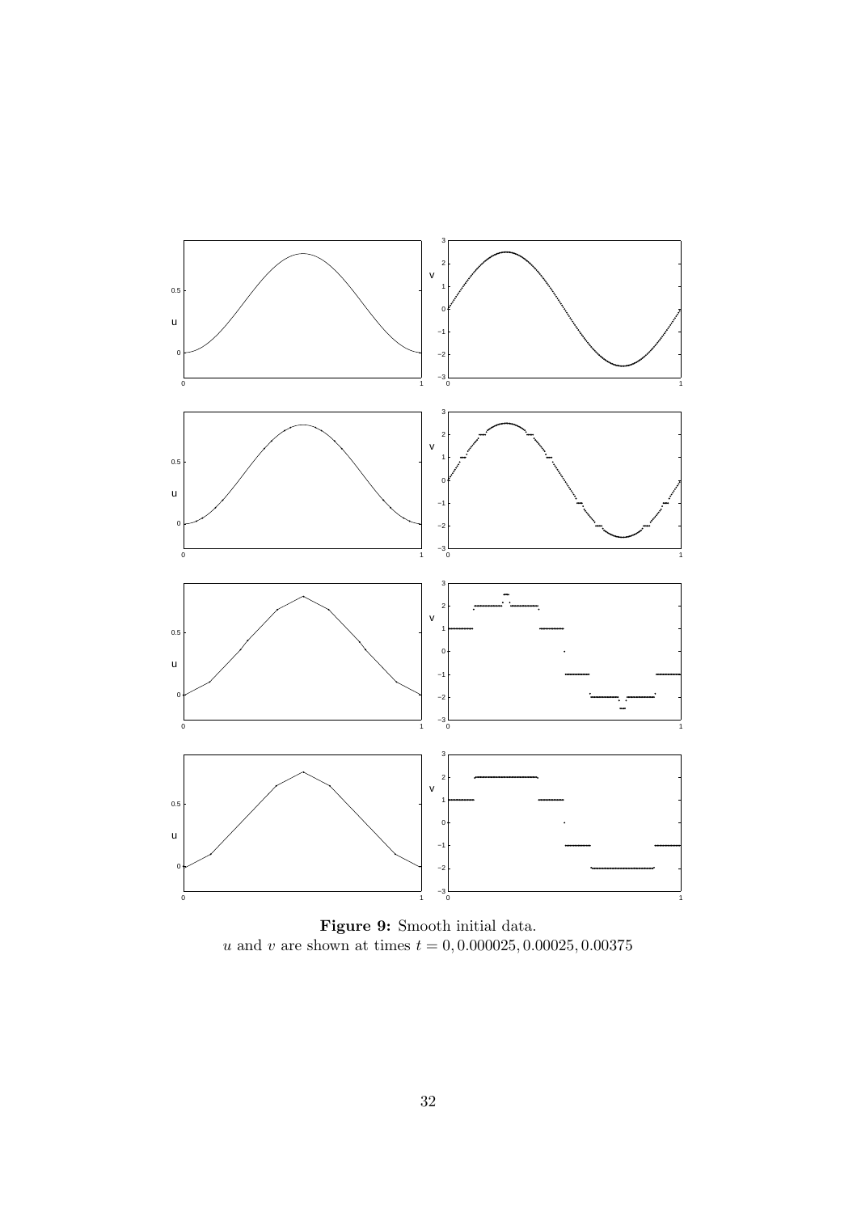**Figure 9:** Smooth initial data.
$u$ and $v$ are shown at times $t = 0, 0.000025, 0.00025, 0.00375$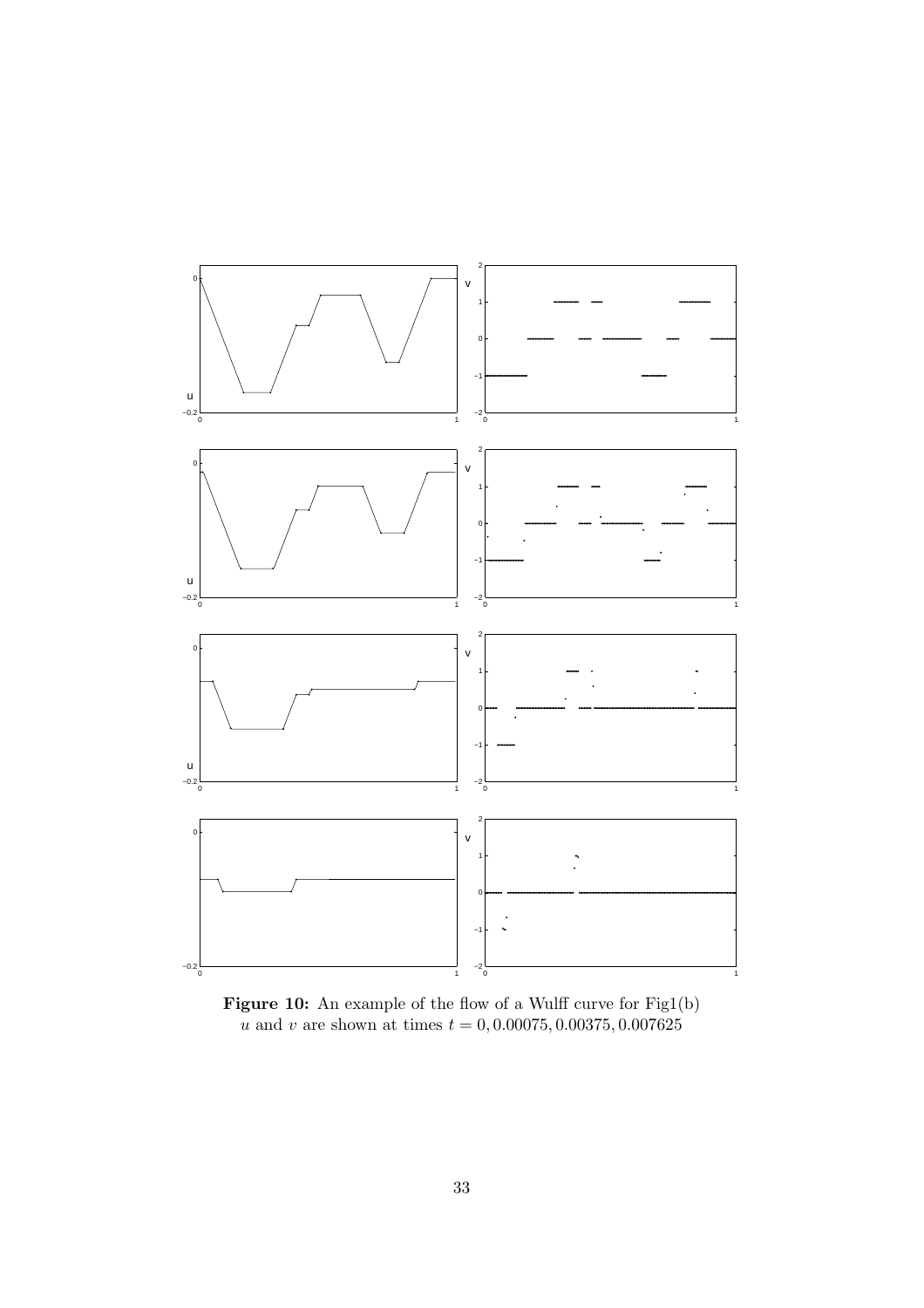**Figure 10:** An example of the flow of a Wulff curve for Fig1(b)
$u$ and $v$ are shown at times $t = 0, 0.00075, 0.00375, 0.007625$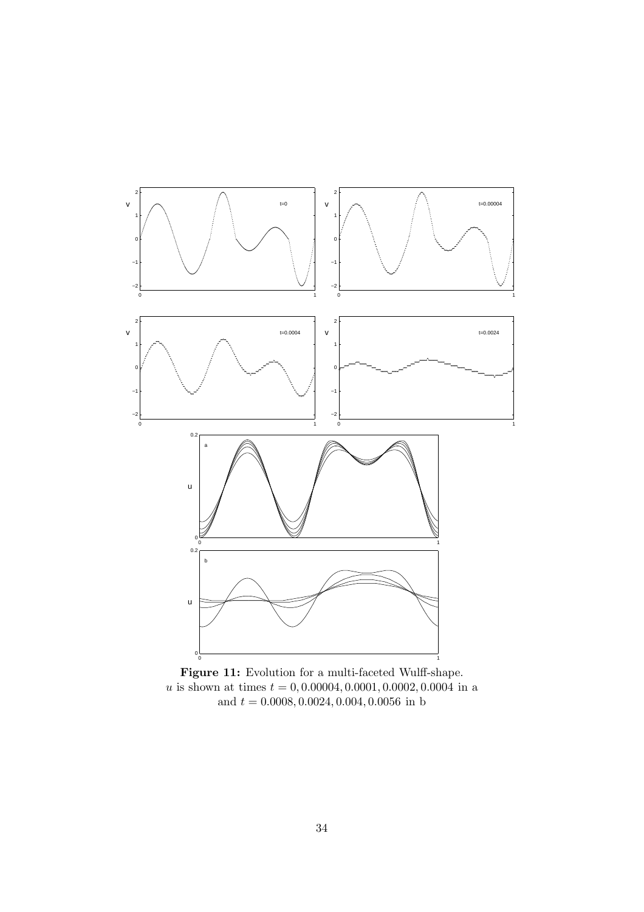**Figure 11:** Evolution for a multi-faceted Wulff-shape.
$u$ is shown at times $t = 0, 0.00004, 0.0001, 0.0002, 0.0004$ in a
and $t = 0.0008, 0.0024, 0.004, 0.0056$ in b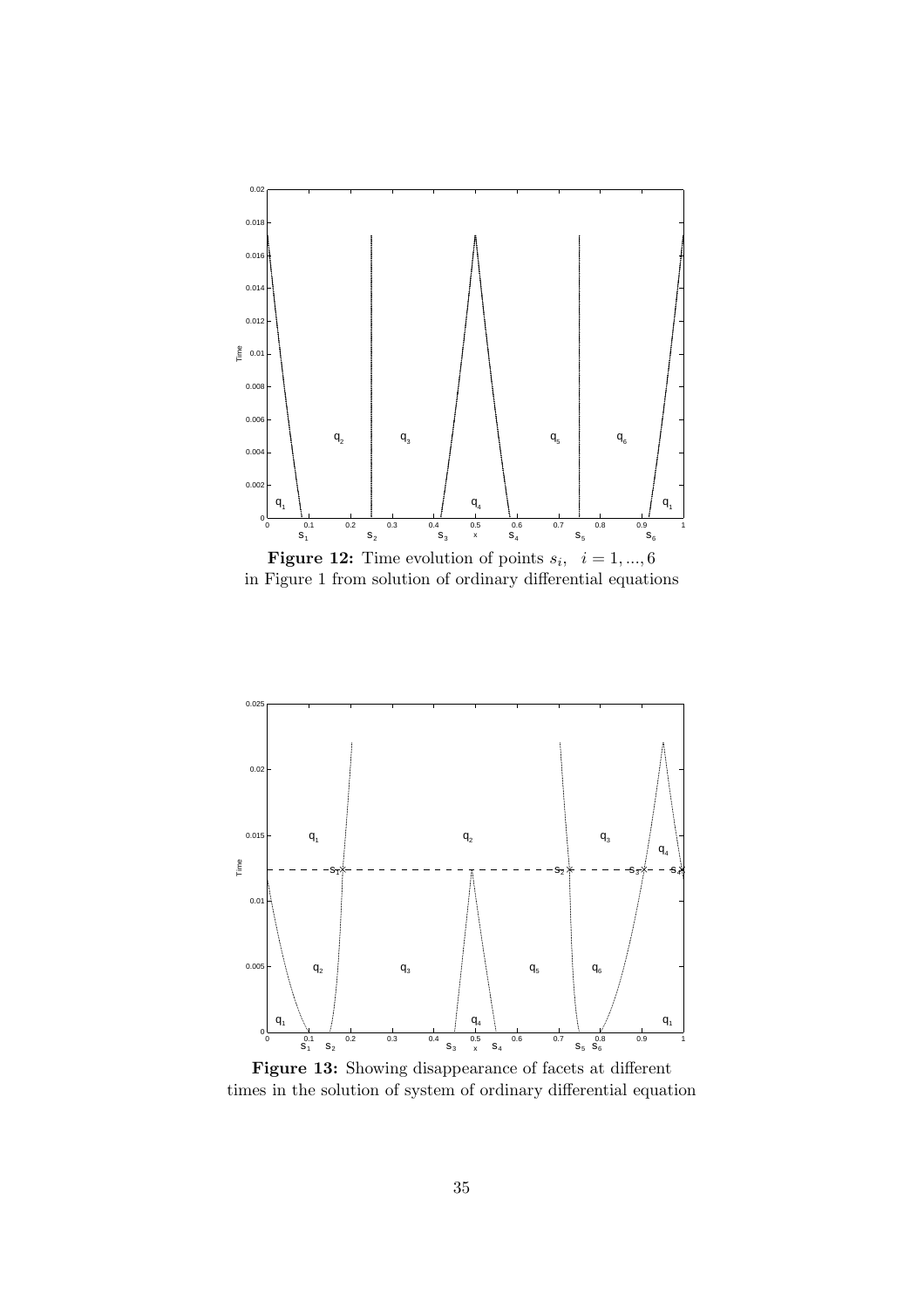0.02
0.018
0.016
0.014
0.012
Time
0.01
0.008
0.006
0.004
0.002
0
0 0.1 0.2 0.3 0.4 0.5 0.6 0.7 0.8 0.9 1
x
$q_1$ $q_2$ $q_3$ $q_4$ $q_5$ $q_6$ $q_1$
$s_1$ $s_2$ $s_3$ $s_4$ $s_5$ $s_6$

**Figure 12:** Time evolution of points $s_i, \quad i = 1, ..., 6$ in Figure 1 from solution of ordinary differential equations

0.025
0.02
0.015
Time
0.01
0.005
0
0 0.1 0.2 0.3 0.4 0.5 0.6 0.7 0.8 0.9 1
x
$q_1$ $q_2$ $q_3$ $q_4$
$s_1$ $s_2$ $s_3$ $s_4$
$q_1$ $q_2$ $q_3$ $q_4$ $q_5$ $q_6$ $q_1$
$s_1$ $s_2$ $s_3$ $s_4$ $s_5$ $s_6$

**Figure 13:** Showing disappearance of facets at different times in the solution of system of ordinary differential equation